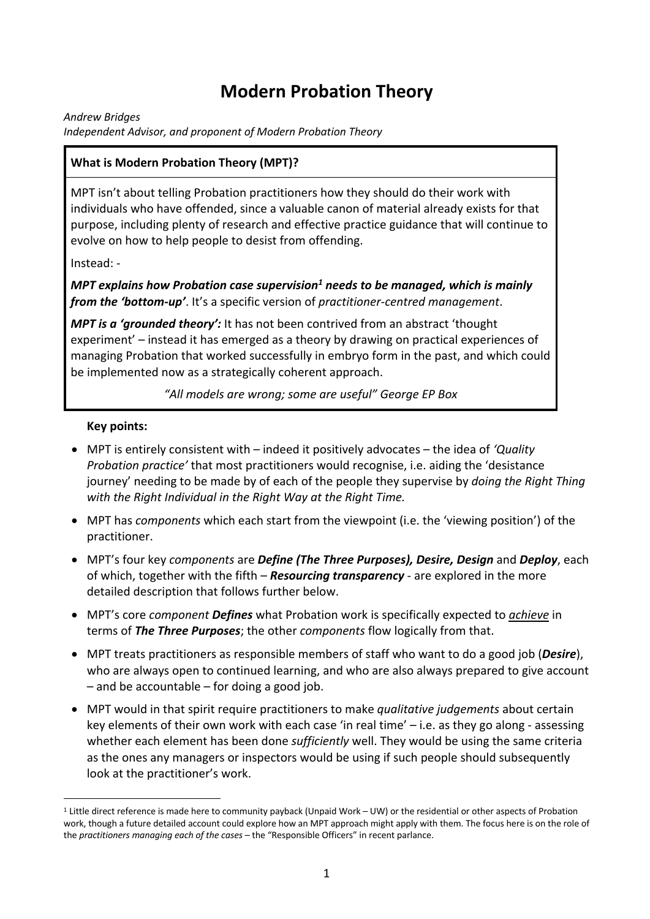# Modern Probation Theory

*Andrew Bridges*
*Independent Advisor, and proponent of Modern Probation Theory*

**What is Modern Probation Theory (MPT)?**

MPT isn't about telling Probation practitioners how they should do their work with individuals who have offended, since a valuable canon of material already exists for that purpose, including plenty of research and effective practice guidance that will continue to evolve on how to help people to desist from offending.

Instead: -

***MPT explains how Probation case supervision[1] needs to be managed, which is mainly from the 'bottom-up'***. It's a specific version of *practitioner-centred management*.

***MPT is a 'grounded theory':*** It has not been contrived from an abstract 'thought experiment' – instead it has emerged as a theory by drawing on practical experiences of managing Probation that worked successfully in embryo form in the past, and which could be implemented now as a strategically coherent approach.

*"All models are wrong; some are useful" George EP Box*

**Key points:**

- MPT is entirely consistent with – indeed it positively advocates – the idea of *'Quality Probation practice'* that most practitioners would recognise, i.e. aiding the 'desistance journey' needing to be made by of each of the people they supervise by *doing the Right Thing with the Right Individual in the Right Way at the Right Time.*
- MPT has *components* which each start from the viewpoint (i.e. the 'viewing position') of the practitioner.
- MPT's four key *components* are ***Define (The Three Purposes), Desire, Design*** and ***Deploy***, each of which, together with the fifth – ***Resourcing transparency*** - are explored in the more detailed description that follows further below.
- MPT's core *component* ***Defines*** what Probation work is specifically expected to <u>*achieve*</u> in terms of ***The Three Purposes***; the other *components* flow logically from that.
- MPT treats practitioners as responsible members of staff who want to do a good job (***Desire***), who are always open to continued learning, and who are also always prepared to give account – and be accountable – for doing a good job.
- MPT would in that spirit require practitioners to make *qualitative judgements* about certain key elements of their own work with each case 'in real time' – i.e. as they go along - assessing whether each element has been done *sufficiently* well. They would be using the same criteria as the ones any managers or inspectors would be using if such people should subsequently look at the practitioner's work.

[1] Little direct reference is made here to community payback (Unpaid Work – UW) or the residential or other aspects of Probation work, though a future detailed account could explore how an MPT approach might apply with them. The focus here is on the role of the *practitioners managing each of the cases* – the "Responsible Officers" in recent parlance.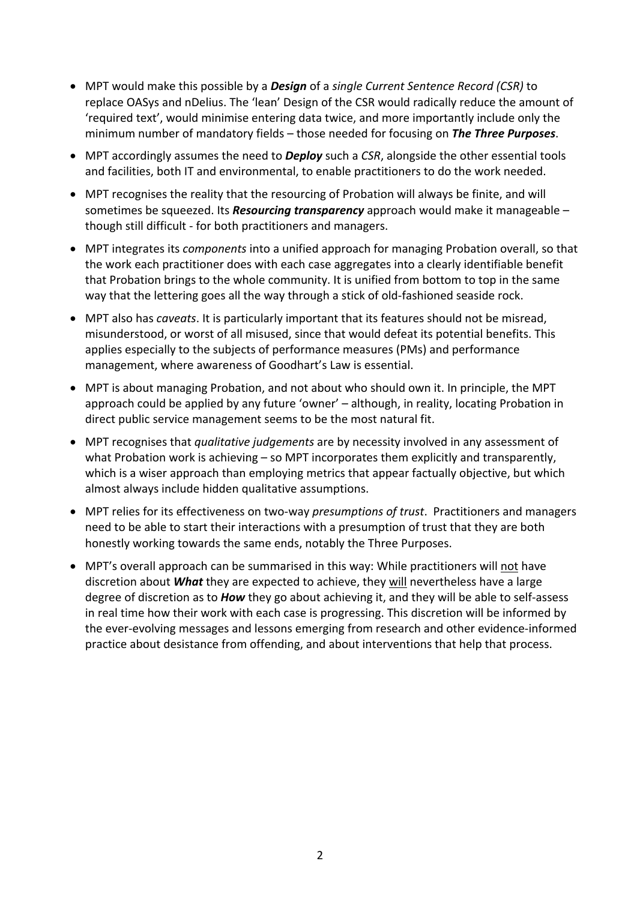- MPT would make this possible by a ***Design*** of a *single Current Sentence Record (CSR)* to replace OASys and nDelius. The 'lean' Design of the CSR would radically reduce the amount of 'required text', would minimise entering data twice, and more importantly include only the minimum number of mandatory fields – those needed for focusing on ***The Three Purposes***.
- MPT accordingly assumes the need to ***Deploy*** such a *CSR*, alongside the other essential tools and facilities, both IT and environmental, to enable practitioners to do the work needed.
- MPT recognises the reality that the resourcing of Probation will always be finite, and will sometimes be squeezed. Its ***Resourcing transparency*** approach would make it manageable – though still difficult - for both practitioners and managers.
- MPT integrates its *components* into a unified approach for managing Probation overall, so that the work each practitioner does with each case aggregates into a clearly identifiable benefit that Probation brings to the whole community. It is unified from bottom to top in the same way that the lettering goes all the way through a stick of old-fashioned seaside rock.
- MPT also has *caveats*. It is particularly important that its features should not be misread, misunderstood, or worst of all misused, since that would defeat its potential benefits. This applies especially to the subjects of performance measures (PMs) and performance management, where awareness of Goodhart's Law is essential.
- MPT is about managing Probation, and not about who should own it. In principle, the MPT approach could be applied by any future 'owner' – although, in reality, locating Probation in direct public service management seems to be the most natural fit.
- MPT recognises that *qualitative judgements* are by necessity involved in any assessment of what Probation work is achieving – so MPT incorporates them explicitly and transparently, which is a wiser approach than employing metrics that appear factually objective, but which almost always include hidden qualitative assumptions.
- MPT relies for its effectiveness on two-way *presumptions of trust*. Practitioners and managers need to be able to start their interactions with a presumption of trust that they are both honestly working towards the same ends, notably the Three Purposes.
- MPT's overall approach can be summarised in this way: While practitioners will <u>not</u> have discretion about ***What*** they are expected to achieve, they <u>will</u> nevertheless have a large degree of discretion as to ***How*** they go about achieving it, and they will be able to self-assess in real time how their work with each case is progressing. This discretion will be informed by the ever-evolving messages and lessons emerging from research and other evidence-informed practice about desistance from offending, and about interventions that help that process.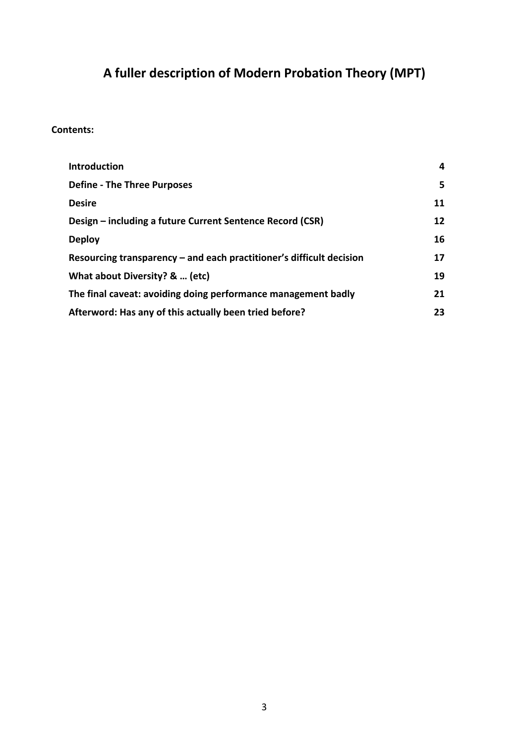# A fuller description of Modern Probation Theory (MPT)

**Contents:**

| | |
|---|---|
| **Introduction** | **4** |
| **Define - The Three Purposes** | **5** |
| **Desire** | **11** |
| **Design – including a future Current Sentence Record (CSR)** | **12** |
| **Deploy** | **16** |
| **Resourcing transparency – and each practitioner's difficult decision** | **17** |
| **What about Diversity? & … (etc)** | **19** |
| **The final caveat: avoiding doing performance management badly** | **21** |
| **Afterword: Has any of this actually been tried before?** | **23** |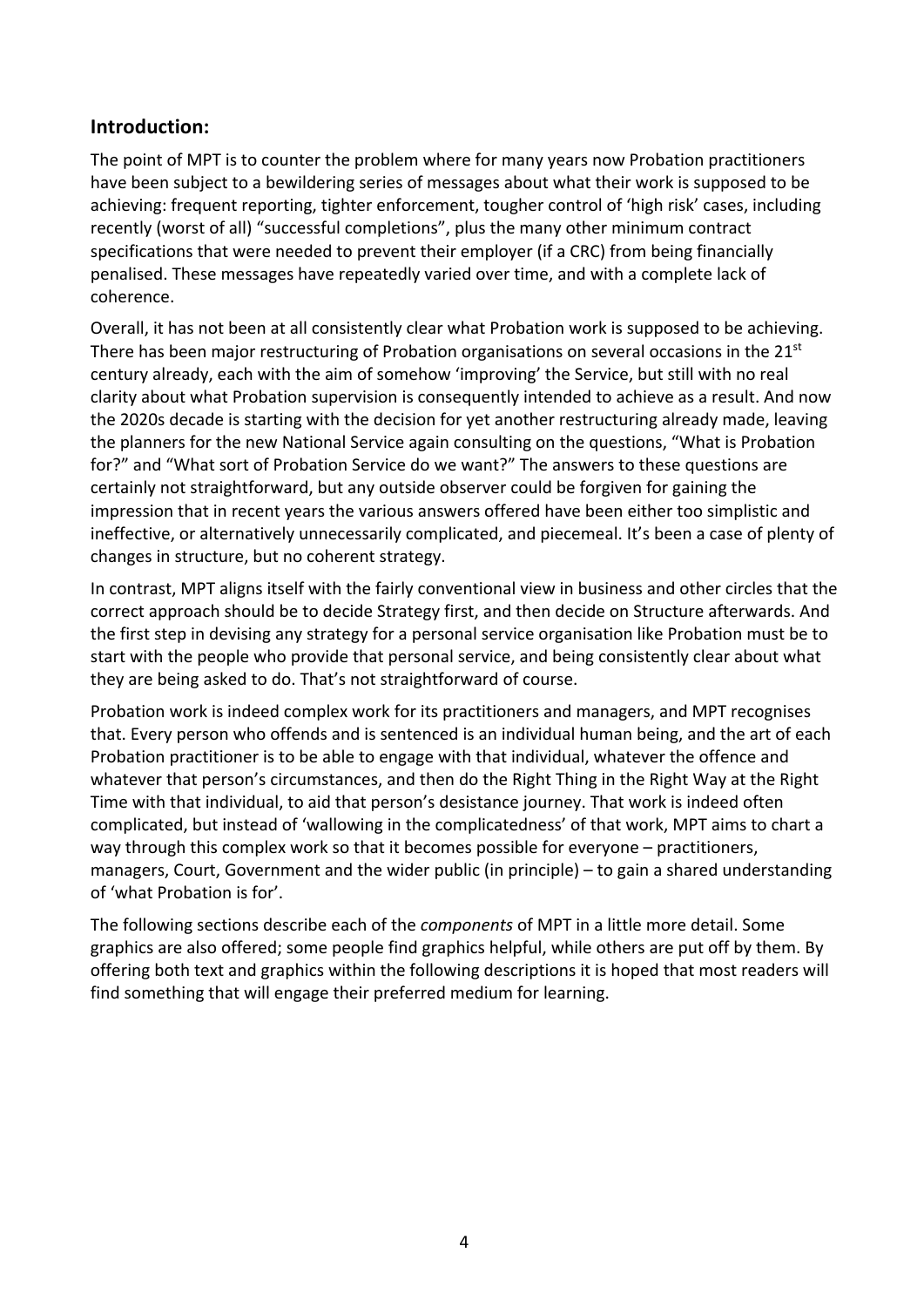## Introduction:

The point of MPT is to counter the problem where for many years now Probation practitioners have been subject to a bewildering series of messages about what their work is supposed to be achieving: frequent reporting, tighter enforcement, tougher control of 'high risk' cases, including recently (worst of all) "successful completions", plus the many other minimum contract specifications that were needed to prevent their employer (if a CRC) from being financially penalised. These messages have repeatedly varied over time, and with a complete lack of coherence.

Overall, it has not been at all consistently clear what Probation work is supposed to be achieving. There has been major restructuring of Probation organisations on several occasions in the 21st century already, each with the aim of somehow 'improving' the Service, but still with no real clarity about what Probation supervision is consequently intended to achieve as a result. And now the 2020s decade is starting with the decision for yet another restructuring already made, leaving the planners for the new National Service again consulting on the questions, "What is Probation for?" and "What sort of Probation Service do we want?" The answers to these questions are certainly not straightforward, but any outside observer could be forgiven for gaining the impression that in recent years the various answers offered have been either too simplistic and ineffective, or alternatively unnecessarily complicated, and piecemeal. It's been a case of plenty of changes in structure, but no coherent strategy.

In contrast, MPT aligns itself with the fairly conventional view in business and other circles that the correct approach should be to decide Strategy first, and then decide on Structure afterwards. And the first step in devising any strategy for a personal service organisation like Probation must be to start with the people who provide that personal service, and being consistently clear about what they are being asked to do. That's not straightforward of course.

Probation work is indeed complex work for its practitioners and managers, and MPT recognises that. Every person who offends and is sentenced is an individual human being, and the art of each Probation practitioner is to be able to engage with that individual, whatever the offence and whatever that person's circumstances, and then do the Right Thing in the Right Way at the Right Time with that individual, to aid that person's desistance journey. That work is indeed often complicated, but instead of 'wallowing in the complicatedness' of that work, MPT aims to chart a way through this complex work so that it becomes possible for everyone – practitioners, managers, Court, Government and the wider public (in principle) – to gain a shared understanding of 'what Probation is for'.

The following sections describe each of the *components* of MPT in a little more detail. Some graphics are also offered; some people find graphics helpful, while others are put off by them. By offering both text and graphics within the following descriptions it is hoped that most readers will find something that will engage their preferred medium for learning.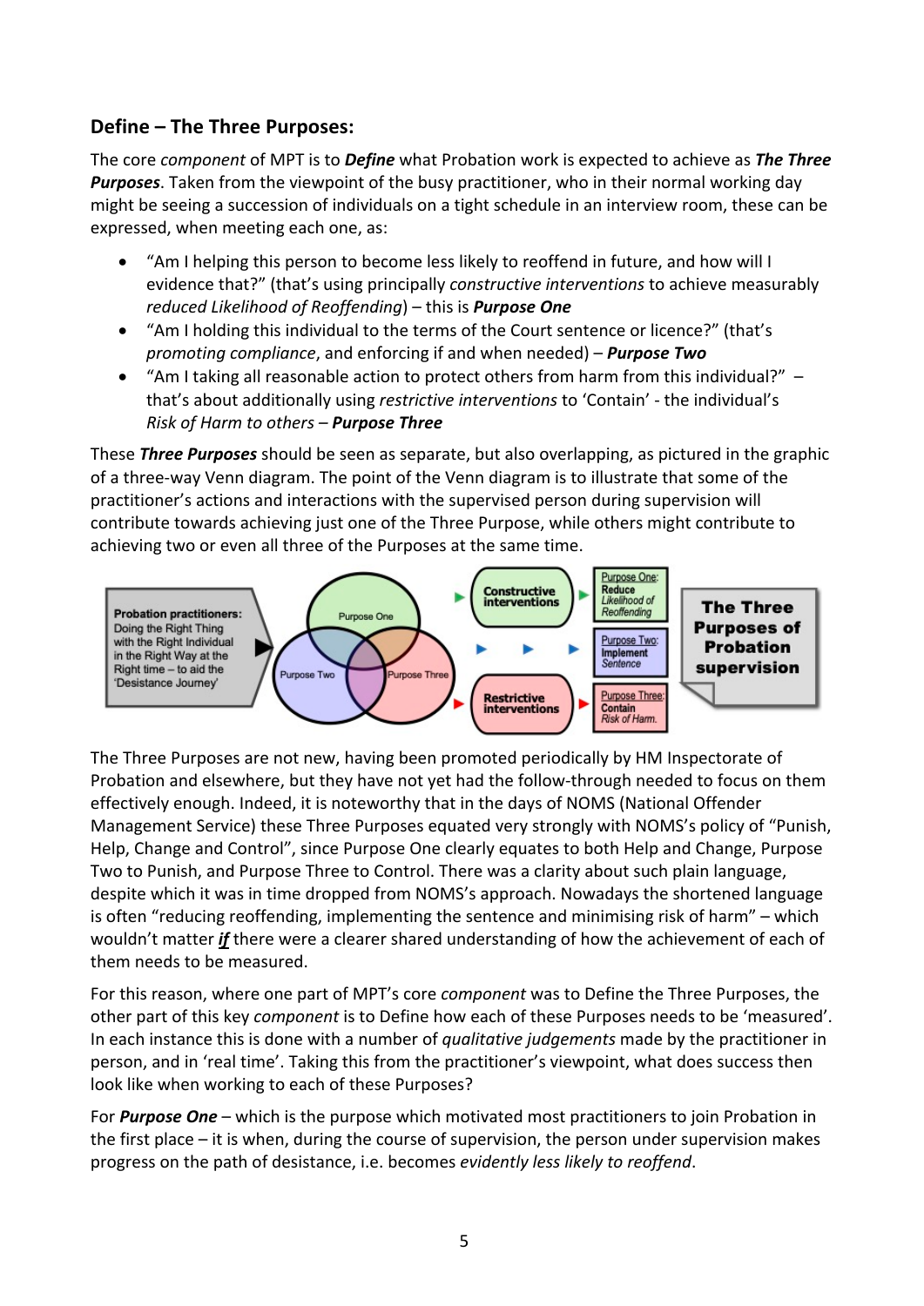## Define – The Three Purposes:

The core *component* of MPT is to ***Define*** what Probation work is expected to achieve as ***The Three Purposes***. Taken from the viewpoint of the busy practitioner, who in their normal working day might be seeing a succession of individuals on a tight schedule in an interview room, these can be expressed, when meeting each one, as:

- "Am I helping this person to become less likely to reoffend in future, and how will I evidence that?" (that's using principally *constructive interventions* to achieve measurably *reduced Likelihood of Reoffending*) – this is ***Purpose One***
- "Am I holding this individual to the terms of the Court sentence or licence?" (that's *promoting compliance*, and enforcing if and when needed) – ***Purpose Two***
- "Am I taking all reasonable action to protect others from harm from this individual?" – that's about additionally using *restrictive interventions* to 'Contain' - the individual's *Risk of Harm to others* – ***Purpose Three***

These ***Three Purposes*** should be seen as separate, but also overlapping, as pictured in the graphic of a three-way Venn diagram. The point of the Venn diagram is to illustrate that some of the practitioner's actions and interactions with the supervised person during supervision will contribute towards achieving just one of the Three Purpose, while others might contribute to achieving two or even all three of the Purposes at the same time.

**Probation practitioners:** Doing the Right Thing with the Right Individual in the Right Way at the Right time – to aid the 'Desistance Journey'

Purpose One | Purpose Two | Purpose Three

**Constructive interventions** → Purpose One: **Reduce** *Likelihood of Reoffending*

Purpose Two: **Implement** *Sentence*

**Restrictive interventions** → Purpose Three: **Contain** *Risk of Harm.*

**The Three Purposes of Probation supervision**

The Three Purposes are not new, having been promoted periodically by HM Inspectorate of Probation and elsewhere, but they have not yet had the follow-through needed to focus on them effectively enough. Indeed, it is noteworthy that in the days of NOMS (National Offender Management Service) these Three Purposes equated very strongly with NOMS's policy of "Punish, Help, Change and Control", since Purpose One clearly equates to both Help and Change, Purpose Two to Punish, and Purpose Three to Control. There was a clarity about such plain language, despite which it was in time dropped from NOMS's approach. Nowadays the shortened language is often "reducing reoffending, implementing the sentence and minimising risk of harm" – which wouldn't matter ***if*** there were a clearer shared understanding of how the achievement of each of them needs to be measured.

For this reason, where one part of MPT's core *component* was to Define the Three Purposes, the other part of this key *component* is to Define how each of these Purposes needs to be 'measured'. In each instance this is done with a number of *qualitative judgements* made by the practitioner in person, and in 'real time'. Taking this from the practitioner's viewpoint, what does success then look like when working to each of these Purposes?

For ***Purpose One*** – which is the purpose which motivated most practitioners to join Probation in the first place – it is when, during the course of supervision, the person under supervision makes progress on the path of desistance, i.e. becomes *evidently less likely to reoffend*.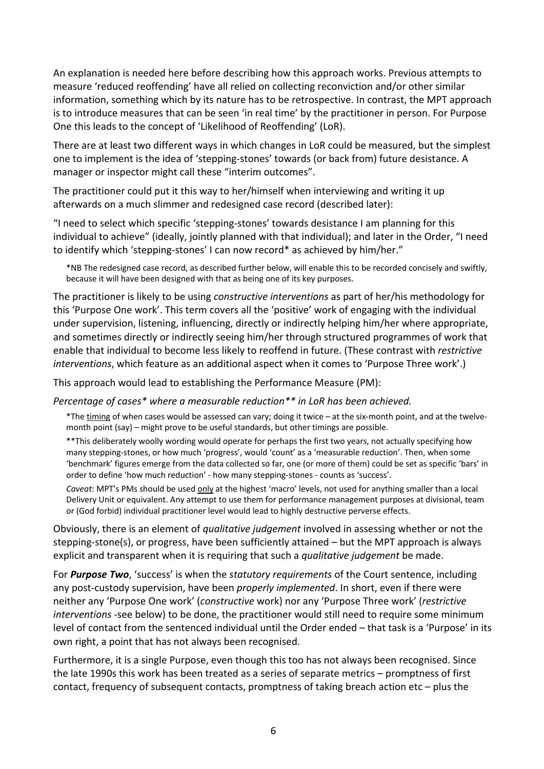An explanation is needed here before describing how this approach works. Previous attempts to measure 'reduced reoffending' have all relied on collecting reconviction and/or other similar information, something which by its nature has to be retrospective. In contrast, the MPT approach is to introduce measures that can be seen 'in real time' by the practitioner in person. For Purpose One this leads to the concept of 'Likelihood of Reoffending' (LoR).

There are at least two different ways in which changes in LoR could be measured, but the simplest one to implement is the idea of 'stepping-stones' towards (or back from) future desistance. A manager or inspector might call these "interim outcomes".

The practitioner could put it this way to her/himself when interviewing and writing it up afterwards on a much slimmer and redesigned case record (described later):

"I need to select which specific 'stepping-stones' towards desistance I am planning for this individual to achieve" (ideally, jointly planned with that individual); and later in the Order, "I need to identify which 'stepping-stones' I can now record* as achieved by him/her."

> *NB The redesigned case record, as described further below, will enable this to be recorded concisely and swiftly, because it will have been designed with that as being one of its key purposes.

The practitioner is likely to be using *constructive interventions* as part of her/his methodology for this 'Purpose One work'. This term covers all the 'positive' work of engaging with the individual under supervision, listening, influencing, directly or indirectly helping him/her where appropriate, and sometimes directly or indirectly seeing him/her through structured programmes of work that enable that individual to become less likely to reoffend in future. (These contrast with *restrictive interventions*, which feature as an additional aspect when it comes to 'Purpose Three work'.)

This approach would lead to establishing the Performance Measure (PM):

*Percentage of cases* where a measurable reduction** in LoR has been achieved.*

> *The <u>timing</u> of when cases would be assessed can vary; doing it twice – at the six-month point, and at the twelve-month point (say) – might prove to be useful standards, but other timings are possible.
>
> **This deliberately woolly wording would operate for perhaps the first two years, not actually specifying how many stepping-stones, or how much 'progress', would 'count' as a 'measurable reduction'. Then, when some 'benchmark' figures emerge from the data collected so far, one (or more of them) could be set as specific 'bars' in order to define 'how much reduction' - how many stepping-stones - counts as 'success'.
>
> *Caveat*: MPT's PMs should be used <u>only</u> at the highest 'macro' levels, not used for anything smaller than a local Delivery Unit or equivalent. Any attempt to use them for performance management purposes at divisional, team or (God forbid) individual practitioner level would lead to highly destructive perverse effects.

Obviously, there is an element of *qualitative judgement* involved in assessing whether or not the stepping-stone(s), or progress, have been sufficiently attained – but the MPT approach is always explicit and transparent when it is requiring that such a *qualitative judgement* be made.

For ***Purpose Two***, 'success' is when the *statutory requirements* of the Court sentence, including any post-custody supervision, have been *properly implemented*. In short, even if there were neither any 'Purpose One work' (*constructive* work) nor any 'Purpose Three work' (*restrictive interventions* -see below) to be done, the practitioner would still need to require some minimum level of contact from the sentenced individual until the Order ended – that task is a 'Purpose' in its own right, a point that has not always been recognised.

Furthermore, it is a single Purpose, even though this too has not always been recognised. Since the late 1990s this work has been treated as a series of separate metrics – promptness of first contact, frequency of subsequent contacts, promptness of taking breach action etc – plus the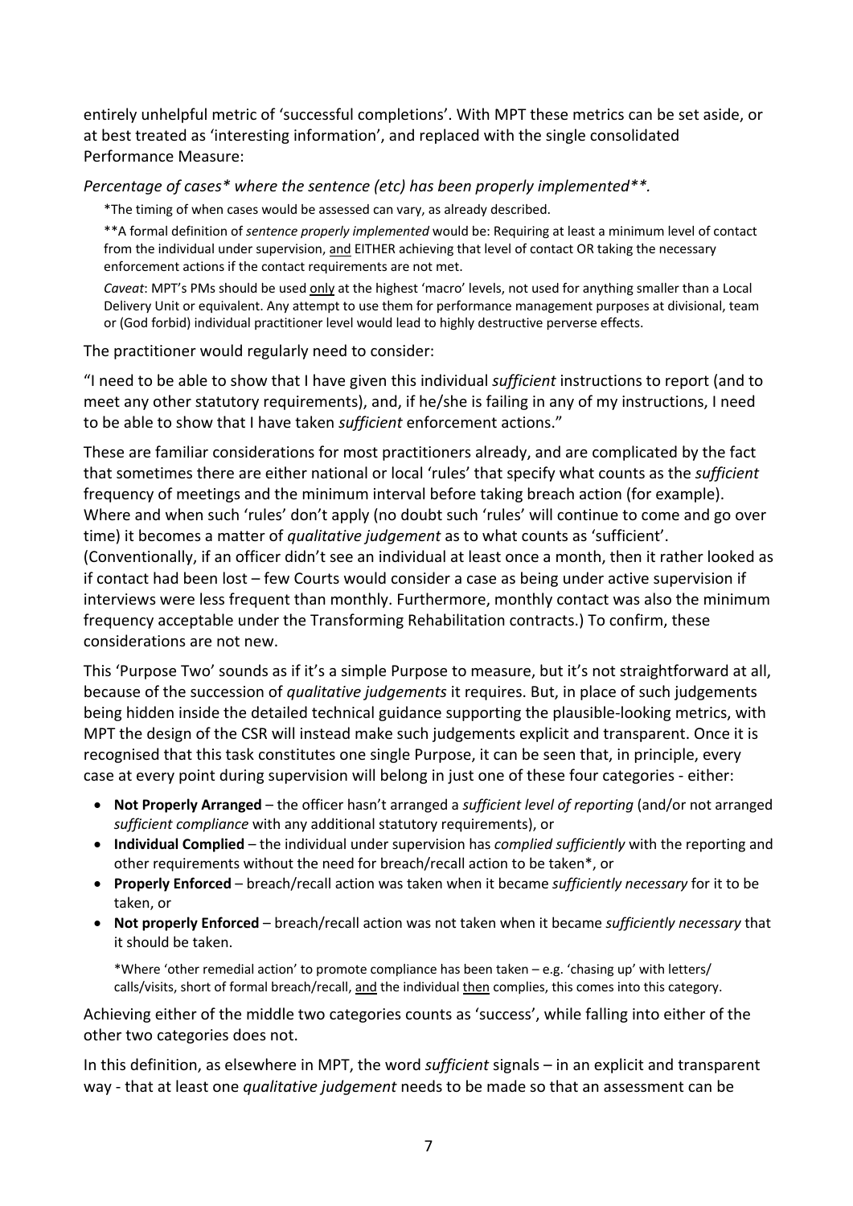entirely unhelpful metric of 'successful completions'. With MPT these metrics can be set aside, or at best treated as 'interesting information', and replaced with the single consolidated Performance Measure:

*Percentage of cases* where the sentence (etc) has been properly implemented**.*

*The timing of when cases would be assessed can vary, as already described.

**A formal definition of *sentence properly implemented* would be: Requiring at least a minimum level of contact from the individual under supervision, and EITHER achieving that level of contact OR taking the necessary enforcement actions if the contact requirements are not met.

*Caveat*: MPT's PMs should be used only at the highest 'macro' levels, not used for anything smaller than a Local Delivery Unit or equivalent. Any attempt to use them for performance management purposes at divisional, team or (God forbid) individual practitioner level would lead to highly destructive perverse effects.

The practitioner would regularly need to consider:

"I need to be able to show that I have given this individual *sufficient* instructions to report (and to meet any other statutory requirements), and, if he/she is failing in any of my instructions, I need to be able to show that I have taken *sufficient* enforcement actions."

These are familiar considerations for most practitioners already, and are complicated by the fact that sometimes there are either national or local 'rules' that specify what counts as the *sufficient* frequency of meetings and the minimum interval before taking breach action (for example). Where and when such 'rules' don't apply (no doubt such 'rules' will continue to come and go over time) it becomes a matter of *qualitative judgement* as to what counts as 'sufficient'. (Conventionally, if an officer didn't see an individual at least once a month, then it rather looked as if contact had been lost – few Courts would consider a case as being under active supervision if interviews were less frequent than monthly. Furthermore, monthly contact was also the minimum frequency acceptable under the Transforming Rehabilitation contracts.) To confirm, these considerations are not new.

This 'Purpose Two' sounds as if it's a simple Purpose to measure, but it's not straightforward at all, because of the succession of *qualitative judgements* it requires. But, in place of such judgements being hidden inside the detailed technical guidance supporting the plausible-looking metrics, with MPT the design of the CSR will instead make such judgements explicit and transparent. Once it is recognised that this task constitutes one single Purpose, it can be seen that, in principle, every case at every point during supervision will belong in just one of these four categories - either:

- **Not Properly Arranged** – the officer hasn't arranged a *sufficient level of reporting* (and/or not arranged *sufficient compliance* with any additional statutory requirements), or
- **Individual Complied** – the individual under supervision has *complied sufficiently* with the reporting and other requirements without the need for breach/recall action to be taken*, or
- **Properly Enforced** – breach/recall action was taken when it became *sufficiently necessary* for it to be taken, or
- **Not properly Enforced** – breach/recall action was not taken when it became *sufficiently necessary* that it should be taken.

*Where 'other remedial action' to promote compliance has been taken – e.g. 'chasing up' with letters/ calls/visits, short of formal breach/recall, and the individual then complies, this comes into this category.

Achieving either of the middle two categories counts as 'success', while falling into either of the other two categories does not.

In this definition, as elsewhere in MPT, the word *sufficient* signals – in an explicit and transparent way - that at least one *qualitative judgement* needs to be made so that an assessment can be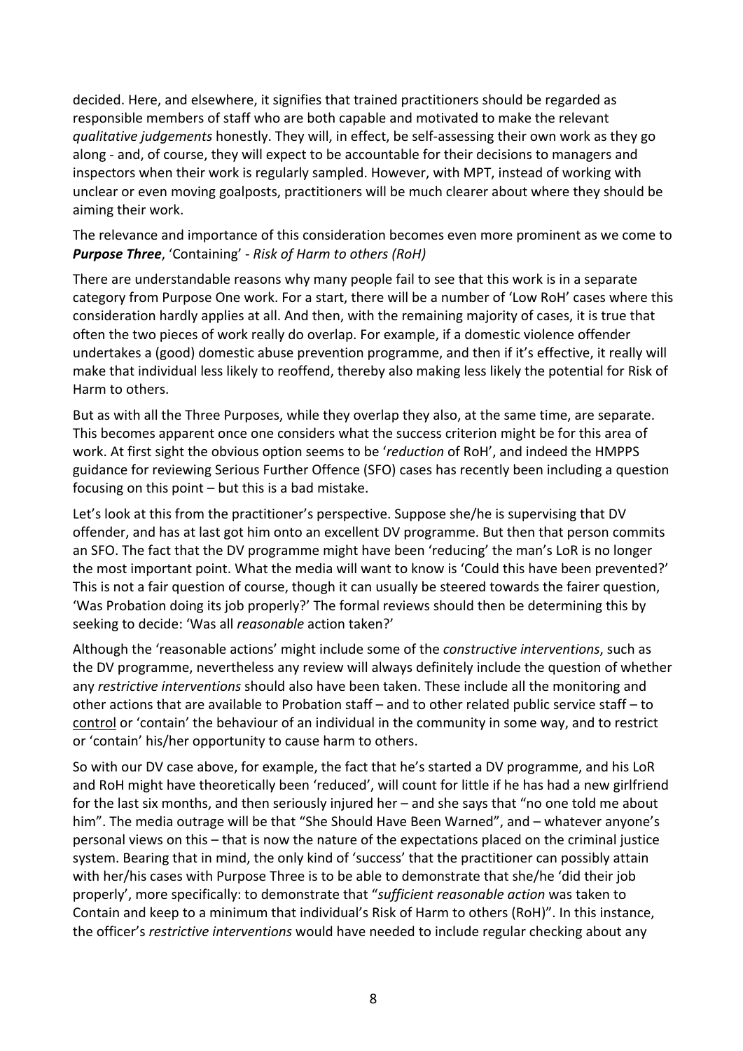decided. Here, and elsewhere, it signifies that trained practitioners should be regarded as responsible members of staff who are both capable and motivated to make the relevant *qualitative judgements* honestly. They will, in effect, be self-assessing their own work as they go along - and, of course, they will expect to be accountable for their decisions to managers and inspectors when their work is regularly sampled. However, with MPT, instead of working with unclear or even moving goalposts, practitioners will be much clearer about where they should be aiming their work.

The relevance and importance of this consideration becomes even more prominent as we come to ***Purpose Three***, 'Containing' - *Risk of Harm to others (RoH)*

There are understandable reasons why many people fail to see that this work is in a separate category from Purpose One work. For a start, there will be a number of 'Low RoH' cases where this consideration hardly applies at all. And then, with the remaining majority of cases, it is true that often the two pieces of work really do overlap. For example, if a domestic violence offender undertakes a (good) domestic abuse prevention programme, and then if it's effective, it really will make that individual less likely to reoffend, thereby also making less likely the potential for Risk of Harm to others.

But as with all the Three Purposes, while they overlap they also, at the same time, are separate. This becomes apparent once one considers what the success criterion might be for this area of work. At first sight the obvious option seems to be '*reduction* of RoH', and indeed the HMPPS guidance for reviewing Serious Further Offence (SFO) cases has recently been including a question focusing on this point – but this is a bad mistake.

Let's look at this from the practitioner's perspective. Suppose she/he is supervising that DV offender, and has at last got him onto an excellent DV programme. But then that person commits an SFO. The fact that the DV programme might have been 'reducing' the man's LoR is no longer the most important point. What the media will want to know is 'Could this have been prevented?' This is not a fair question of course, though it can usually be steered towards the fairer question, 'Was Probation doing its job properly?' The formal reviews should then be determining this by seeking to decide: 'Was all *reasonable* action taken?'

Although the 'reasonable actions' might include some of the *constructive interventions*, such as the DV programme, nevertheless any review will always definitely include the question of whether any *restrictive interventions* should also have been taken. These include all the monitoring and other actions that are available to Probation staff – and to other related public service staff – to control or 'contain' the behaviour of an individual in the community in some way, and to restrict or 'contain' his/her opportunity to cause harm to others.

So with our DV case above, for example, the fact that he's started a DV programme, and his LoR and RoH might have theoretically been 'reduced', will count for little if he has had a new girlfriend for the last six months, and then seriously injured her – and she says that "no one told me about him". The media outrage will be that "She Should Have Been Warned", and – whatever anyone's personal views on this – that is now the nature of the expectations placed on the criminal justice system. Bearing that in mind, the only kind of 'success' that the practitioner can possibly attain with her/his cases with Purpose Three is to be able to demonstrate that she/he 'did their job properly', more specifically: to demonstrate that "*sufficient reasonable action* was taken to Contain and keep to a minimum that individual's Risk of Harm to others (RoH)". In this instance, the officer's *restrictive interventions* would have needed to include regular checking about any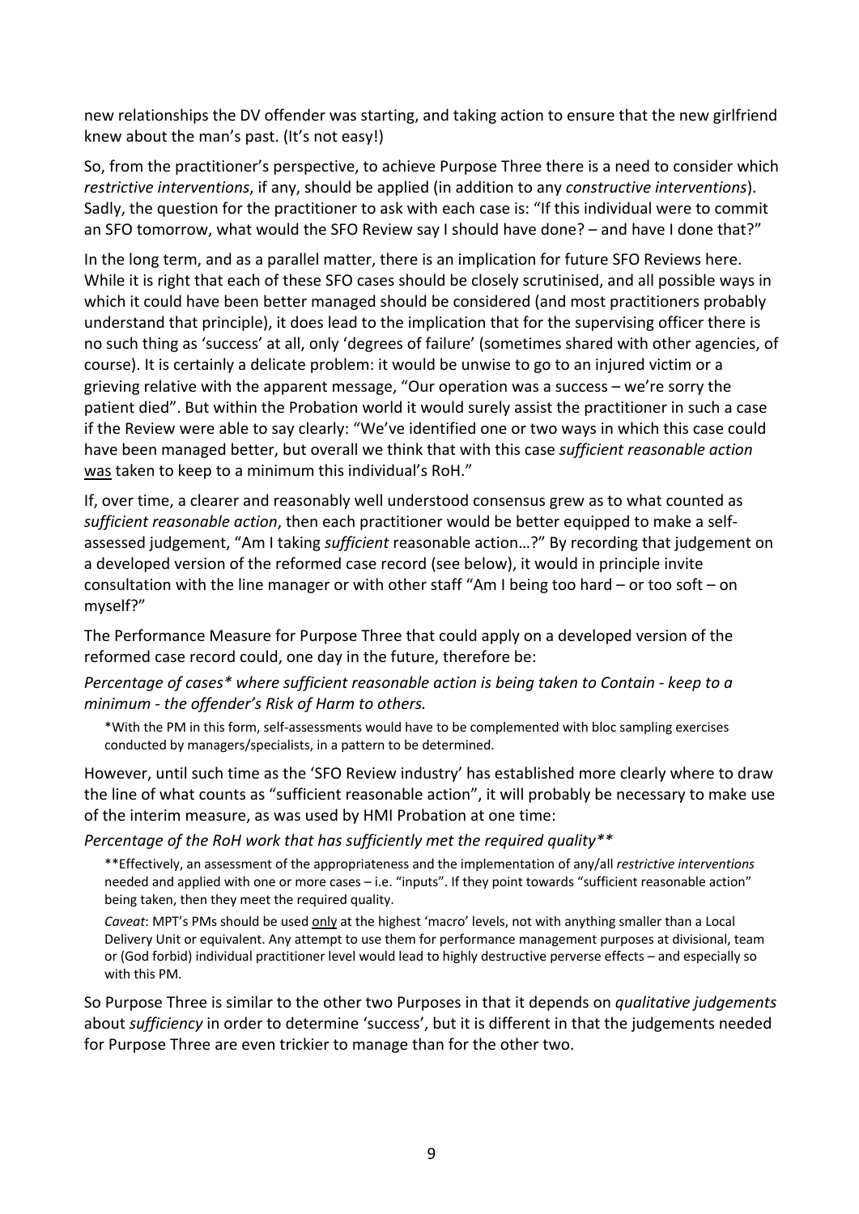new relationships the DV offender was starting, and taking action to ensure that the new girlfriend knew about the man's past. (It's not easy!)

So, from the practitioner's perspective, to achieve Purpose Three there is a need to consider which *restrictive interventions*, if any, should be applied (in addition to any *constructive interventions*). Sadly, the question for the practitioner to ask with each case is: "If this individual were to commit an SFO tomorrow, what would the SFO Review say I should have done? – and have I done that?"

In the long term, and as a parallel matter, there is an implication for future SFO Reviews here. While it is right that each of these SFO cases should be closely scrutinised, and all possible ways in which it could have been better managed should be considered (and most practitioners probably understand that principle), it does lead to the implication that for the supervising officer there is no such thing as 'success' at all, only 'degrees of failure' (sometimes shared with other agencies, of course). It is certainly a delicate problem: it would be unwise to go to an injured victim or a grieving relative with the apparent message, "Our operation was a success – we're sorry the patient died". But within the Probation world it would surely assist the practitioner in such a case if the Review were able to say clearly: "We've identified one or two ways in which this case could have been managed better, but overall we think that with this case *sufficient reasonable action* <u>was</u> taken to keep to a minimum this individual's RoH."

If, over time, a clearer and reasonably well understood consensus grew as to what counted as *sufficient reasonable action*, then each practitioner would be better equipped to make a self-assessed judgement, "Am I taking *sufficient* reasonable action…?" By recording that judgement on a developed version of the reformed case record (see below), it would in principle invite consultation with the line manager or with other staff "Am I being too hard – or too soft – on myself?"

The Performance Measure for Purpose Three that could apply on a developed version of the reformed case record could, one day in the future, therefore be:

*Percentage of cases* where sufficient reasonable action is being taken to Contain - keep to a minimum - the offender's Risk of Harm to others.*

*With the PM in this form, self-assessments would have to be complemented with bloc sampling exercises conducted by managers/specialists, in a pattern to be determined.

However, until such time as the 'SFO Review industry' has established more clearly where to draw the line of what counts as "sufficient reasonable action", it will probably be necessary to make use of the interim measure, as was used by HMI Probation at one time:

*Percentage of the RoH work that has sufficiently met the required quality***

**Effectively, an assessment of the appropriateness and the implementation of any/all *restrictive interventions* needed and applied with one or more cases – i.e. "inputs". If they point towards "sufficient reasonable action" being taken, then they meet the required quality.

*Caveat*: MPT's PMs should be used <u>only</u> at the highest 'macro' levels, not with anything smaller than a Local Delivery Unit or equivalent. Any attempt to use them for performance management purposes at divisional, team or (God forbid) individual practitioner level would lead to highly destructive perverse effects – and especially so with this PM.

So Purpose Three is similar to the other two Purposes in that it depends on *qualitative judgements* about *sufficiency* in order to determine 'success', but it is different in that the judgements needed for Purpose Three are even trickier to manage than for the other two.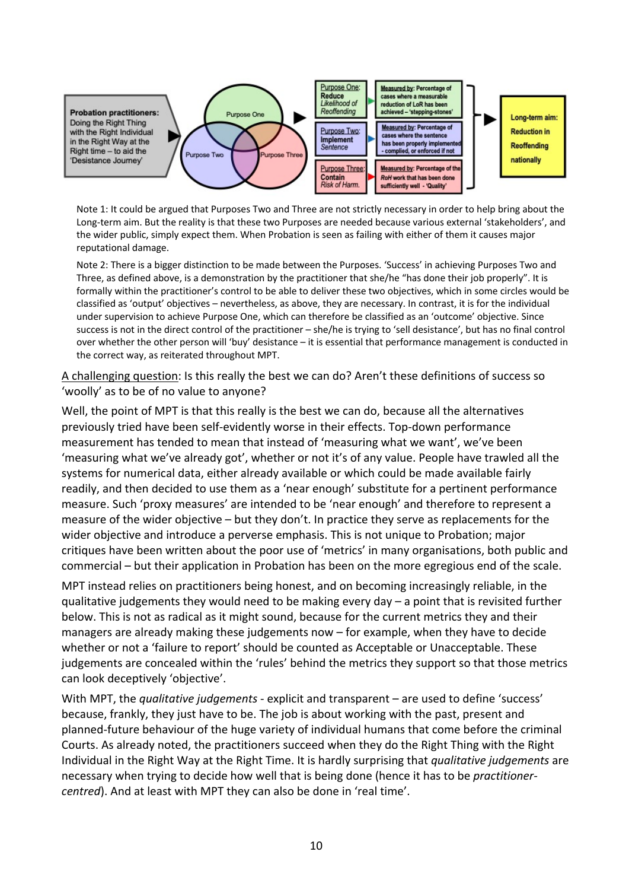**Probation practitioners:** Doing the Right Thing with the Right Individual in the Right Way at the Right time – to aid the 'Desistance Journey'

Purpose One | Purpose Two | Purpose Three

| Purpose | Measured by |
|---|---|
| Purpose One: **Reduce** *Likelihood of Reoffending* | Measured by: Percentage of cases where a measurable reduction of LoR has been achieved – 'stepping-stones' |
| Purpose Two: **Implement** *Sentence* | Measured by: Percentage of cases where the sentence has been properly implemented - complied, or enforced if not |
| Purpose Three: **Contain** *Risk of Harm.* | Measured by: Percentage of the *RoH* work that has been done sufficiently well - 'Quality' |

**Long-term aim: Reduction in Reoffending nationally**

Note 1: It could be argued that Purposes Two and Three are not strictly necessary in order to help bring about the Long-term aim. But the reality is that these two Purposes are needed because various external 'stakeholders', and the wider public, simply expect them. When Probation is seen as failing with either of them it causes major reputational damage.

Note 2: There is a bigger distinction to be made between the Purposes. 'Success' in achieving Purposes Two and Three, as defined above, is a demonstration by the practitioner that she/he "has done their job properly". It is formally within the practitioner's control to be able to deliver these two objectives, which in some circles would be classified as 'output' objectives – nevertheless, as above, they are necessary. In contrast, it is for the individual under supervision to achieve Purpose One, which can therefore be classified as an 'outcome' objective. Since success is not in the direct control of the practitioner – she/he is trying to 'sell desistance', but has no final control over whether the other person will 'buy' desistance – it is essential that performance management is conducted in the correct way, as reiterated throughout MPT.

A challenging question: Is this really the best we can do? Aren't these definitions of success so 'woolly' as to be of no value to anyone?

Well, the point of MPT is that this really is the best we can do, because all the alternatives previously tried have been self-evidently worse in their effects. Top-down performance measurement has tended to mean that instead of 'measuring what we want', we've been 'measuring what we've already got', whether or not it's of any value. People have trawled all the systems for numerical data, either already available or which could be made available fairly readily, and then decided to use them as a 'near enough' substitute for a pertinent performance measure. Such 'proxy measures' are intended to be 'near enough' and therefore to represent a measure of the wider objective – but they don't. In practice they serve as replacements for the wider objective and introduce a perverse emphasis. This is not unique to Probation; major critiques have been written about the poor use of 'metrics' in many organisations, both public and commercial – but their application in Probation has been on the more egregious end of the scale.

MPT instead relies on practitioners being honest, and on becoming increasingly reliable, in the qualitative judgements they would need to be making every day – a point that is revisited further below. This is not as radical as it might sound, because for the current metrics they and their managers are already making these judgements now – for example, when they have to decide whether or not a 'failure to report' should be counted as Acceptable or Unacceptable. These judgements are concealed within the 'rules' behind the metrics they support so that those metrics can look deceptively 'objective'.

With MPT, the *qualitative judgements* - explicit and transparent – are used to define 'success' because, frankly, they just have to be. The job is about working with the past, present and planned-future behaviour of the huge variety of individual humans that come before the criminal Courts. As already noted, the practitioners succeed when they do the Right Thing with the Right Individual in the Right Way at the Right Time. It is hardly surprising that *qualitative judgements* are necessary when trying to decide how well that is being done (hence it has to be *practitioner-centred*). And at least with MPT they can also be done in 'real time'.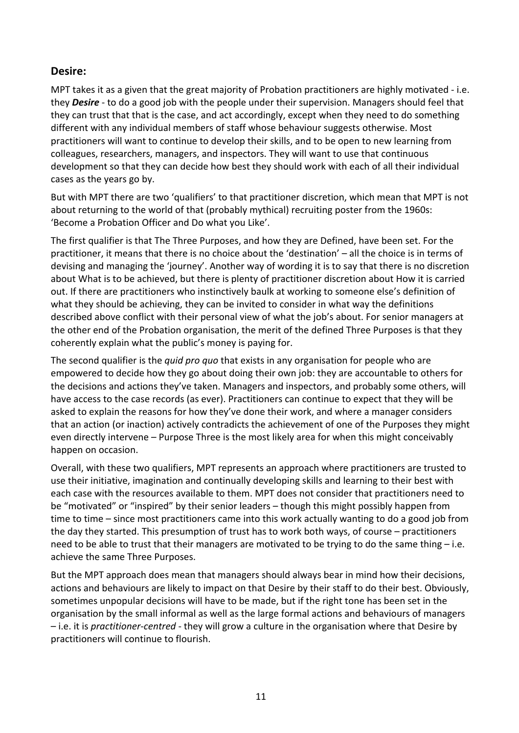## Desire:

MPT takes it as a given that the great majority of Probation practitioners are highly motivated - i.e. they ***Desire*** - to do a good job with the people under their supervision. Managers should feel that they can trust that that is the case, and act accordingly, except when they need to do something different with any individual members of staff whose behaviour suggests otherwise. Most practitioners will want to continue to develop their skills, and to be open to new learning from colleagues, researchers, managers, and inspectors. They will want to use that continuous development so that they can decide how best they should work with each of all their individual cases as the years go by.

But with MPT there are two 'qualifiers' to that practitioner discretion, which mean that MPT is not about returning to the world of that (probably mythical) recruiting poster from the 1960s: 'Become a Probation Officer and Do what you Like'.

The first qualifier is that The Three Purposes, and how they are Defined, have been set. For the practitioner, it means that there is no choice about the 'destination' – all the choice is in terms of devising and managing the 'journey'. Another way of wording it is to say that there is no discretion about What is to be achieved, but there is plenty of practitioner discretion about How it is carried out. If there are practitioners who instinctively baulk at working to someone else's definition of what they should be achieving, they can be invited to consider in what way the definitions described above conflict with their personal view of what the job's about. For senior managers at the other end of the Probation organisation, the merit of the defined Three Purposes is that they coherently explain what the public's money is paying for.

The second qualifier is the *quid pro quo* that exists in any organisation for people who are empowered to decide how they go about doing their own job: they are accountable to others for the decisions and actions they've taken. Managers and inspectors, and probably some others, will have access to the case records (as ever). Practitioners can continue to expect that they will be asked to explain the reasons for how they've done their work, and where a manager considers that an action (or inaction) actively contradicts the achievement of one of the Purposes they might even directly intervene – Purpose Three is the most likely area for when this might conceivably happen on occasion.

Overall, with these two qualifiers, MPT represents an approach where practitioners are trusted to use their initiative, imagination and continually developing skills and learning to their best with each case with the resources available to them. MPT does not consider that practitioners need to be "motivated" or "inspired" by their senior leaders – though this might possibly happen from time to time – since most practitioners came into this work actually wanting to do a good job from the day they started. This presumption of trust has to work both ways, of course – practitioners need to be able to trust that their managers are motivated to be trying to do the same thing – i.e. achieve the same Three Purposes.

But the MPT approach does mean that managers should always bear in mind how their decisions, actions and behaviours are likely to impact on that Desire by their staff to do their best. Obviously, sometimes unpopular decisions will have to be made, but if the right tone has been set in the organisation by the small informal as well as the large formal actions and behaviours of managers – i.e. it is *practitioner-centred* - they will grow a culture in the organisation where that Desire by practitioners will continue to flourish.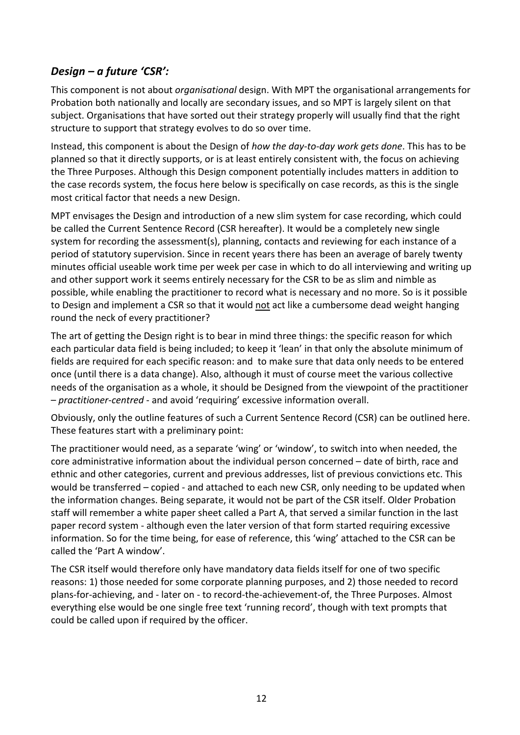### *Design – a future 'CSR':*

This component is not about *organisational* design. With MPT the organisational arrangements for Probation both nationally and locally are secondary issues, and so MPT is largely silent on that subject. Organisations that have sorted out their strategy properly will usually find that the right structure to support that strategy evolves to do so over time.

Instead, this component is about the Design of *how the day-to-day work gets done*. This has to be planned so that it directly supports, or is at least entirely consistent with, the focus on achieving the Three Purposes. Although this Design component potentially includes matters in addition to the case records system, the focus here below is specifically on case records, as this is the single most critical factor that needs a new Design.

MPT envisages the Design and introduction of a new slim system for case recording, which could be called the Current Sentence Record (CSR hereafter). It would be a completely new single system for recording the assessment(s), planning, contacts and reviewing for each instance of a period of statutory supervision. Since in recent years there has been an average of barely twenty minutes official useable work time per week per case in which to do all interviewing and writing up and other support work it seems entirely necessary for the CSR to be as slim and nimble as possible, while enabling the practitioner to record what is necessary and no more. So is it possible to Design and implement a CSR so that it would <u>not</u> act like a cumbersome dead weight hanging round the neck of every practitioner?

The art of getting the Design right is to bear in mind three things: the specific reason for which each particular data field is being included; to keep it 'lean' in that only the absolute minimum of fields are required for each specific reason: and to make sure that data only needs to be entered once (until there is a data change). Also, although it must of course meet the various collective needs of the organisation as a whole, it should be Designed from the viewpoint of the practitioner – *practitioner-centred* - and avoid 'requiring' excessive information overall.

Obviously, only the outline features of such a Current Sentence Record (CSR) can be outlined here. These features start with a preliminary point:

The practitioner would need, as a separate 'wing' or 'window', to switch into when needed, the core administrative information about the individual person concerned – date of birth, race and ethnic and other categories, current and previous addresses, list of previous convictions etc. This would be transferred – copied - and attached to each new CSR, only needing to be updated when the information changes. Being separate, it would not be part of the CSR itself. Older Probation staff will remember a white paper sheet called a Part A, that served a similar function in the last paper record system - although even the later version of that form started requiring excessive information. So for the time being, for ease of reference, this 'wing' attached to the CSR can be called the 'Part A window'.

The CSR itself would therefore only have mandatory data fields itself for one of two specific reasons: 1) those needed for some corporate planning purposes, and 2) those needed to record plans-for-achieving, and - later on - to record-the-achievement-of, the Three Purposes. Almost everything else would be one single free text 'running record', though with text prompts that could be called upon if required by the officer.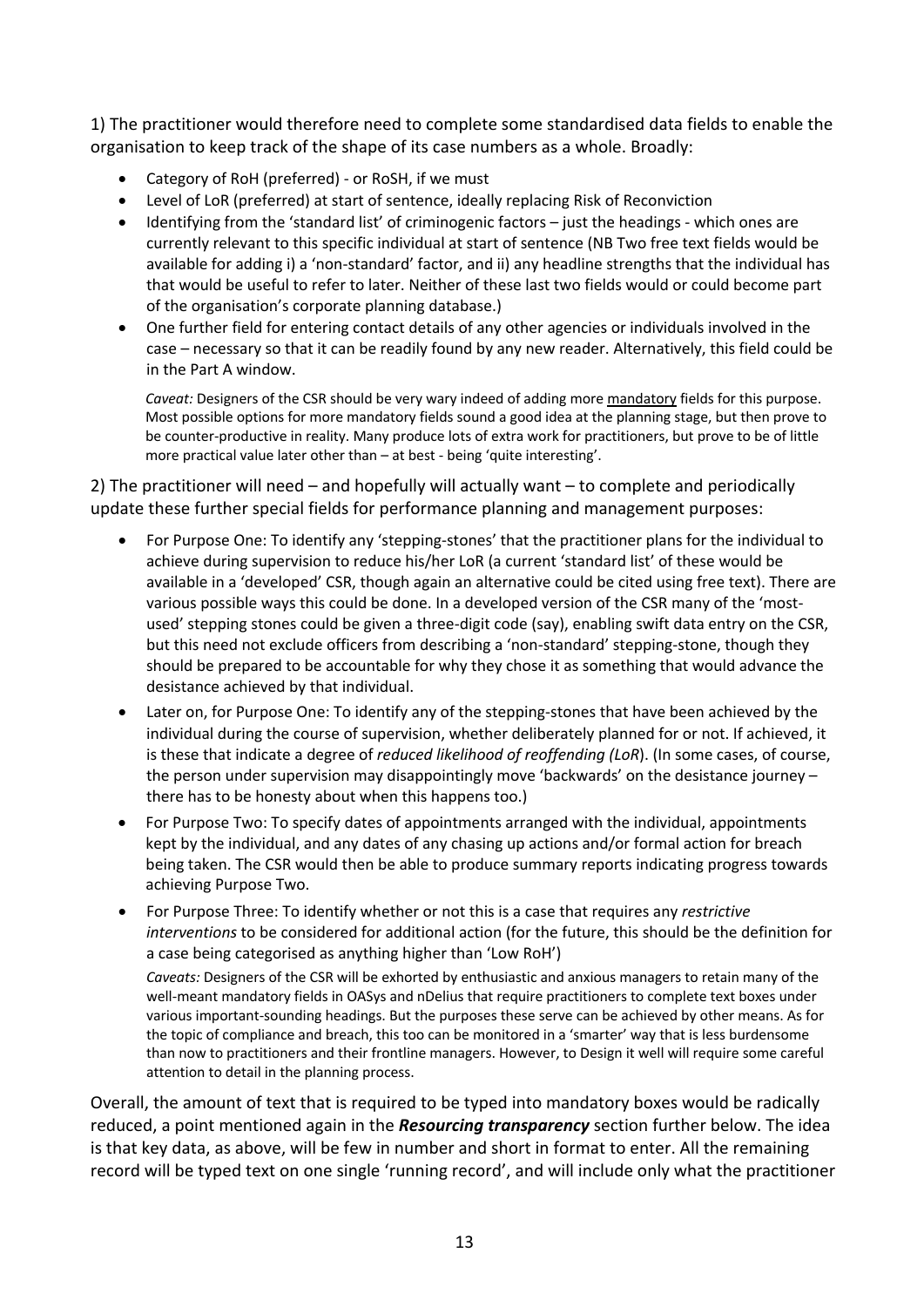1) The practitioner would therefore need to complete some standardised data fields to enable the organisation to keep track of the shape of its case numbers as a whole. Broadly:

- Category of RoH (preferred) - or RoSH, if we must
- Level of LoR (preferred) at start of sentence, ideally replacing Risk of Reconviction
- Identifying from the 'standard list' of criminogenic factors – just the headings - which ones are currently relevant to this specific individual at start of sentence (NB Two free text fields would be available for adding i) a 'non-standard' factor, and ii) any headline strengths that the individual has that would be useful to refer to later. Neither of these last two fields would or could become part of the organisation's corporate planning database.)
- One further field for entering contact details of any other agencies or individuals involved in the case – necessary so that it can be readily found by any new reader. Alternatively, this field could be in the Part A window.

  *Caveat:* Designers of the CSR should be very wary indeed of adding more <u>mandatory</u> fields for this purpose. Most possible options for more mandatory fields sound a good idea at the planning stage, but then prove to be counter-productive in reality. Many produce lots of extra work for practitioners, but prove to be of little more practical value later other than – at best - being 'quite interesting'.

2) The practitioner will need – and hopefully will actually want – to complete and periodically update these further special fields for performance planning and management purposes:

- For Purpose One: To identify any 'stepping-stones' that the practitioner plans for the individual to achieve during supervision to reduce his/her LoR (a current 'standard list' of these would be available in a 'developed' CSR, though again an alternative could be cited using free text). There are various possible ways this could be done. In a developed version of the CSR many of the 'most-used' stepping stones could be given a three-digit code (say), enabling swift data entry on the CSR, but this need not exclude officers from describing a 'non-standard' stepping-stone, though they should be prepared to be accountable for why they chose it as something that would advance the desistance achieved by that individual.
- Later on, for Purpose One: To identify any of the stepping-stones that have been achieved by the individual during the course of supervision, whether deliberately planned for or not. If achieved, it is these that indicate a degree of *reduced likelihood of reoffending (LoR*). (In some cases, of course, the person under supervision may disappointingly move 'backwards' on the desistance journey – there has to be honesty about when this happens too.)
- For Purpose Two: To specify dates of appointments arranged with the individual, appointments kept by the individual, and any dates of any chasing up actions and/or formal action for breach being taken. The CSR would then be able to produce summary reports indicating progress towards achieving Purpose Two.
- For Purpose Three: To identify whether or not this is a case that requires any *restrictive interventions* to be considered for additional action (for the future, this should be the definition for a case being categorised as anything higher than 'Low RoH')

  *Caveats:* Designers of the CSR will be exhorted by enthusiastic and anxious managers to retain many of the well-meant mandatory fields in OASys and nDelius that require practitioners to complete text boxes under various important-sounding headings. But the purposes these serve can be achieved by other means. As for the topic of compliance and breach, this too can be monitored in a 'smarter' way that is less burdensome than now to practitioners and their frontline managers. However, to Design it well will require some careful attention to detail in the planning process.

Overall, the amount of text that is required to be typed into mandatory boxes would be radically reduced, a point mentioned again in the ***Resourcing transparency*** section further below. The idea is that key data, as above, will be few in number and short in format to enter. All the remaining record will be typed text on one single 'running record', and will include only what the practitioner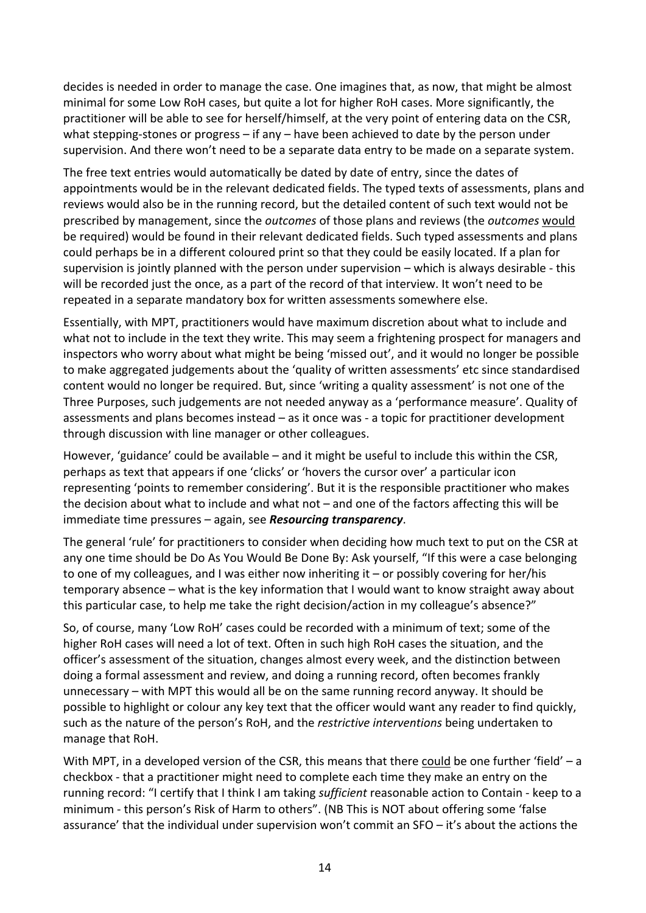decides is needed in order to manage the case. One imagines that, as now, that might be almost minimal for some Low RoH cases, but quite a lot for higher RoH cases. More significantly, the practitioner will be able to see for herself/himself, at the very point of entering data on the CSR, what stepping-stones or progress – if any – have been achieved to date by the person under supervision. And there won't need to be a separate data entry to be made on a separate system.

The free text entries would automatically be dated by date of entry, since the dates of appointments would be in the relevant dedicated fields. The typed texts of assessments, plans and reviews would also be in the running record, but the detailed content of such text would not be prescribed by management, since the *outcomes* of those plans and reviews (the *outcomes* would be required) would be found in their relevant dedicated fields. Such typed assessments and plans could perhaps be in a different coloured print so that they could be easily located. If a plan for supervision is jointly planned with the person under supervision – which is always desirable - this will be recorded just the once, as a part of the record of that interview. It won't need to be repeated in a separate mandatory box for written assessments somewhere else.

Essentially, with MPT, practitioners would have maximum discretion about what to include and what not to include in the text they write. This may seem a frightening prospect for managers and inspectors who worry about what might be being 'missed out', and it would no longer be possible to make aggregated judgements about the 'quality of written assessments' etc since standardised content would no longer be required. But, since 'writing a quality assessment' is not one of the Three Purposes, such judgements are not needed anyway as a 'performance measure'. Quality of assessments and plans becomes instead – as it once was - a topic for practitioner development through discussion with line manager or other colleagues.

However, 'guidance' could be available – and it might be useful to include this within the CSR, perhaps as text that appears if one 'clicks' or 'hovers the cursor over' a particular icon representing 'points to remember considering'. But it is the responsible practitioner who makes the decision about what to include and what not – and one of the factors affecting this will be immediate time pressures – again, see ***Resourcing transparency***.

The general 'rule' for practitioners to consider when deciding how much text to put on the CSR at any one time should be Do As You Would Be Done By: Ask yourself, "If this were a case belonging to one of my colleagues, and I was either now inheriting it – or possibly covering for her/his temporary absence – what is the key information that I would want to know straight away about this particular case, to help me take the right decision/action in my colleague's absence?"

So, of course, many 'Low RoH' cases could be recorded with a minimum of text; some of the higher RoH cases will need a lot of text. Often in such high RoH cases the situation, and the officer's assessment of the situation, changes almost every week, and the distinction between doing a formal assessment and review, and doing a running record, often becomes frankly unnecessary – with MPT this would all be on the same running record anyway. It should be possible to highlight or colour any key text that the officer would want any reader to find quickly, such as the nature of the person's RoH, and the *restrictive interventions* being undertaken to manage that RoH.

With MPT, in a developed version of the CSR, this means that there could be one further 'field' – a checkbox - that a practitioner might need to complete each time they make an entry on the running record: "I certify that I think I am taking *sufficient* reasonable action to Contain - keep to a minimum - this person's Risk of Harm to others". (NB This is NOT about offering some 'false assurance' that the individual under supervision won't commit an SFO – it's about the actions the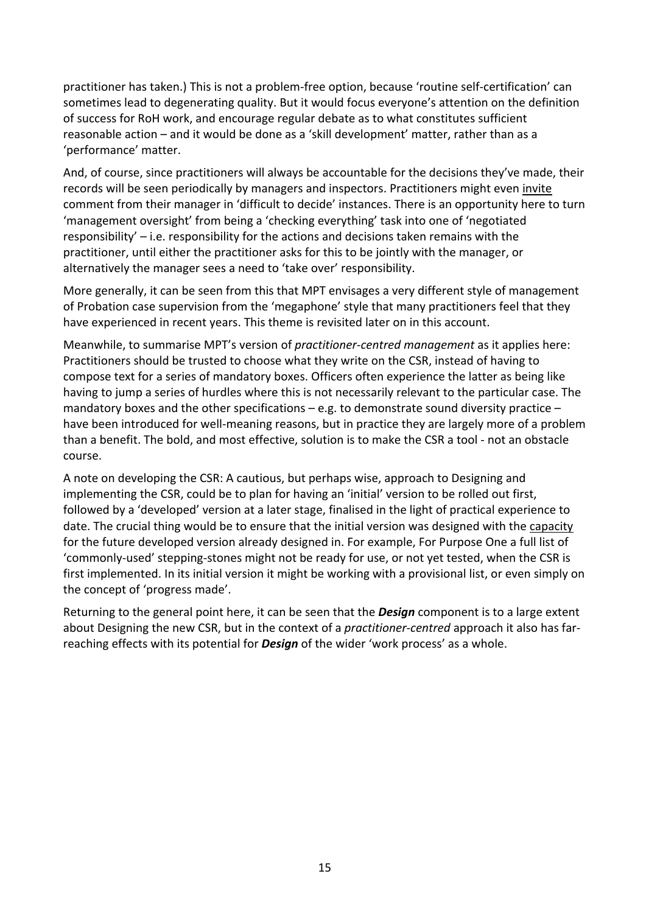practitioner has taken.) This is not a problem-free option, because 'routine self-certification' can sometimes lead to degenerating quality. But it would focus everyone's attention on the definition of success for RoH work, and encourage regular debate as to what constitutes sufficient reasonable action – and it would be done as a 'skill development' matter, rather than as a 'performance' matter.

And, of course, since practitioners will always be accountable for the decisions they've made, their records will be seen periodically by managers and inspectors. Practitioners might even <u>invite</u> comment from their manager in 'difficult to decide' instances. There is an opportunity here to turn 'management oversight' from being a 'checking everything' task into one of 'negotiated responsibility' – i.e. responsibility for the actions and decisions taken remains with the practitioner, until either the practitioner asks for this to be jointly with the manager, or alternatively the manager sees a need to 'take over' responsibility.

More generally, it can be seen from this that MPT envisages a very different style of management of Probation case supervision from the 'megaphone' style that many practitioners feel that they have experienced in recent years. This theme is revisited later on in this account.

Meanwhile, to summarise MPT's version of *practitioner-centred management* as it applies here: Practitioners should be trusted to choose what they write on the CSR, instead of having to compose text for a series of mandatory boxes. Officers often experience the latter as being like having to jump a series of hurdles where this is not necessarily relevant to the particular case. The mandatory boxes and the other specifications – e.g. to demonstrate sound diversity practice – have been introduced for well-meaning reasons, but in practice they are largely more of a problem than a benefit. The bold, and most effective, solution is to make the CSR a tool - not an obstacle course.

A note on developing the CSR: A cautious, but perhaps wise, approach to Designing and implementing the CSR, could be to plan for having an 'initial' version to be rolled out first, followed by a 'developed' version at a later stage, finalised in the light of practical experience to date. The crucial thing would be to ensure that the initial version was designed with the <u>capacity</u> for the future developed version already designed in. For example, For Purpose One a full list of 'commonly-used' stepping-stones might not be ready for use, or not yet tested, when the CSR is first implemented. In its initial version it might be working with a provisional list, or even simply on the concept of 'progress made'.

Returning to the general point here, it can be seen that the ***Design*** component is to a large extent about Designing the new CSR, but in the context of a *practitioner-centred* approach it also has far-reaching effects with its potential for ***Design*** of the wider 'work process' as a whole.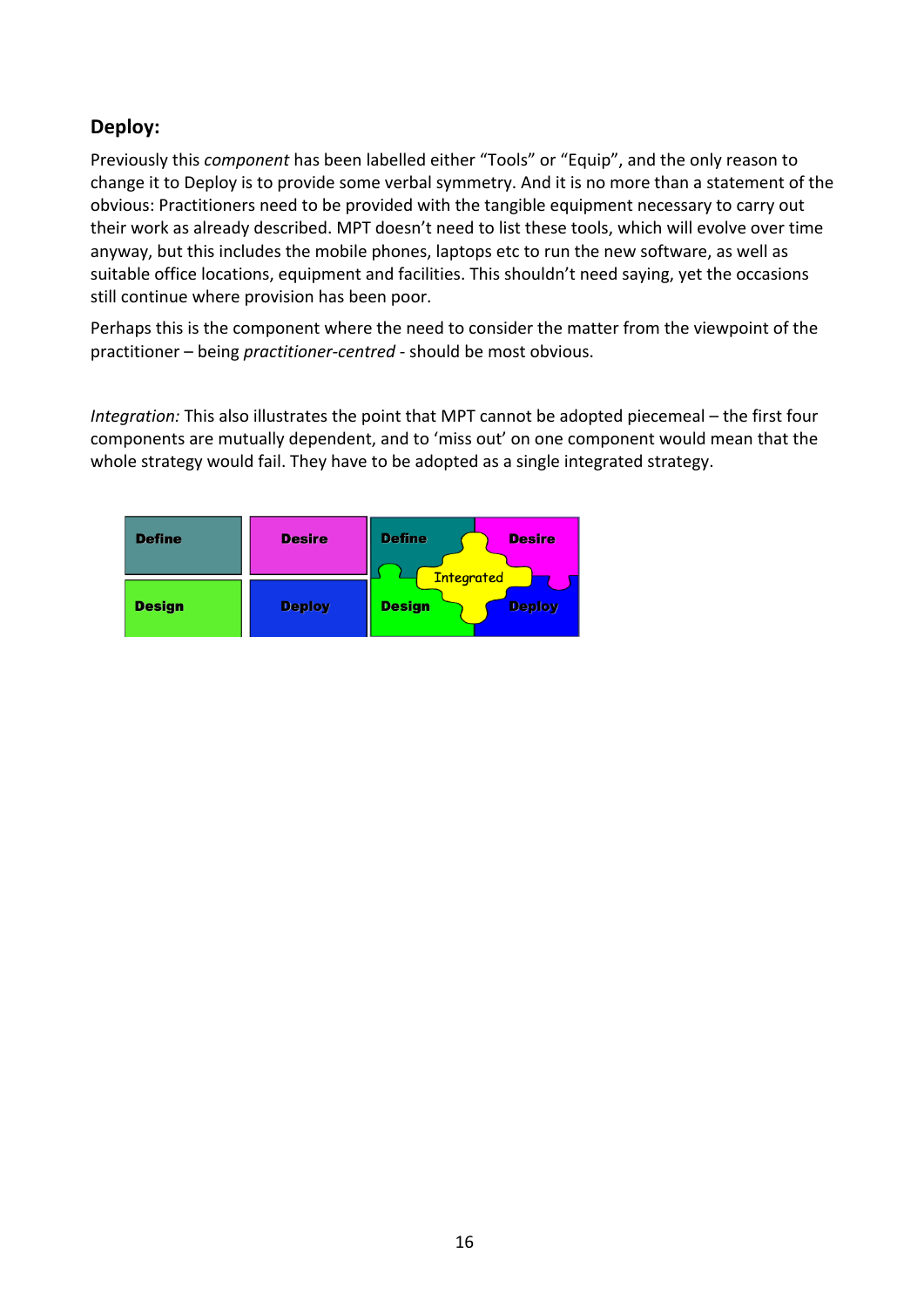## Deploy:

Previously this *component* has been labelled either "Tools" or "Equip", and the only reason to change it to Deploy is to provide some verbal symmetry. And it is no more than a statement of the obvious: Practitioners need to be provided with the tangible equipment necessary to carry out their work as already described. MPT doesn't need to list these tools, which will evolve over time anyway, but this includes the mobile phones, laptops etc to run the new software, as well as suitable office locations, equipment and facilities. This shouldn't need saying, yet the occasions still continue where provision has been poor.

Perhaps this is the component where the need to consider the matter from the viewpoint of the practitioner – being *practitioner-centred* - should be most obvious.

*Integration:* This also illustrates the point that MPT cannot be adopted piecemeal – the first four components are mutually dependent, and to 'miss out' on one component would mean that the whole strategy would fail. They have to be adopted as a single integrated strategy.

| Define | Desire |
|---|---|
| Design | Deploy |

Define, Desire, Design, Deploy — Integrated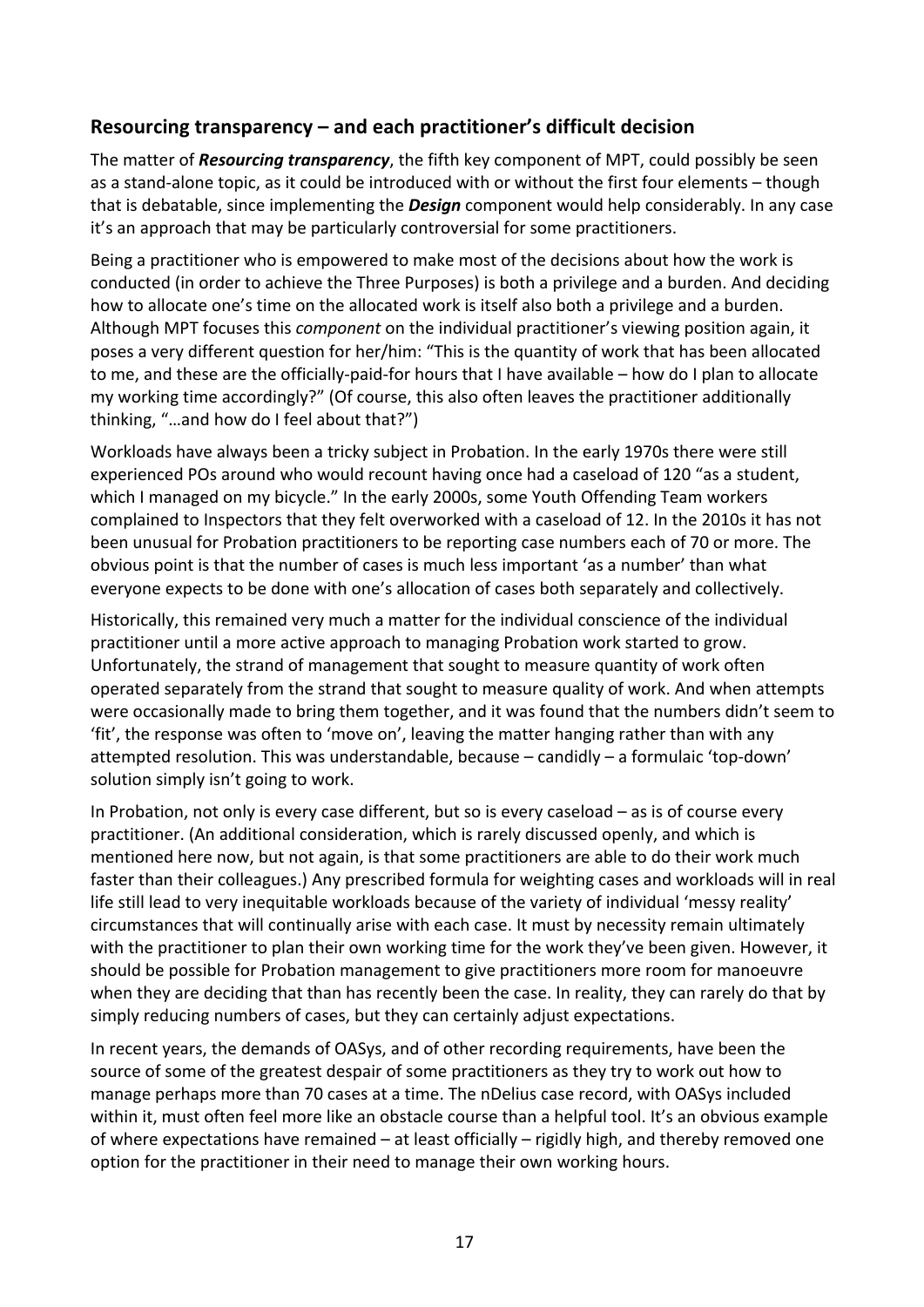## Resourcing transparency – and each practitioner's difficult decision

The matter of ***Resourcing transparency***, the fifth key component of MPT, could possibly be seen as a stand-alone topic, as it could be introduced with or without the first four elements – though that is debatable, since implementing the ***Design*** component would help considerably. In any case it's an approach that may be particularly controversial for some practitioners.

Being a practitioner who is empowered to make most of the decisions about how the work is conducted (in order to achieve the Three Purposes) is both a privilege and a burden. And deciding how to allocate one's time on the allocated work is itself also both a privilege and a burden. Although MPT focuses this *component* on the individual practitioner's viewing position again, it poses a very different question for her/him: "This is the quantity of work that has been allocated to me, and these are the officially-paid-for hours that I have available – how do I plan to allocate my working time accordingly?" (Of course, this also often leaves the practitioner additionally thinking, "…and how do I feel about that?")

Workloads have always been a tricky subject in Probation. In the early 1970s there were still experienced POs around who would recount having once had a caseload of 120 "as a student, which I managed on my bicycle." In the early 2000s, some Youth Offending Team workers complained to Inspectors that they felt overworked with a caseload of 12. In the 2010s it has not been unusual for Probation practitioners to be reporting case numbers each of 70 or more. The obvious point is that the number of cases is much less important 'as a number' than what everyone expects to be done with one's allocation of cases both separately and collectively.

Historically, this remained very much a matter for the individual conscience of the individual practitioner until a more active approach to managing Probation work started to grow. Unfortunately, the strand of management that sought to measure quantity of work often operated separately from the strand that sought to measure quality of work. And when attempts were occasionally made to bring them together, and it was found that the numbers didn't seem to 'fit', the response was often to 'move on', leaving the matter hanging rather than with any attempted resolution. This was understandable, because – candidly – a formulaic 'top-down' solution simply isn't going to work.

In Probation, not only is every case different, but so is every caseload – as is of course every practitioner. (An additional consideration, which is rarely discussed openly, and which is mentioned here now, but not again, is that some practitioners are able to do their work much faster than their colleagues.) Any prescribed formula for weighting cases and workloads will in real life still lead to very inequitable workloads because of the variety of individual 'messy reality' circumstances that will continually arise with each case. It must by necessity remain ultimately with the practitioner to plan their own working time for the work they've been given. However, it should be possible for Probation management to give practitioners more room for manoeuvre when they are deciding that than has recently been the case. In reality, they can rarely do that by simply reducing numbers of cases, but they can certainly adjust expectations.

In recent years, the demands of OASys, and of other recording requirements, have been the source of some of the greatest despair of some practitioners as they try to work out how to manage perhaps more than 70 cases at a time. The nDelius case record, with OASys included within it, must often feel more like an obstacle course than a helpful tool. It's an obvious example of where expectations have remained – at least officially – rigidly high, and thereby removed one option for the practitioner in their need to manage their own working hours.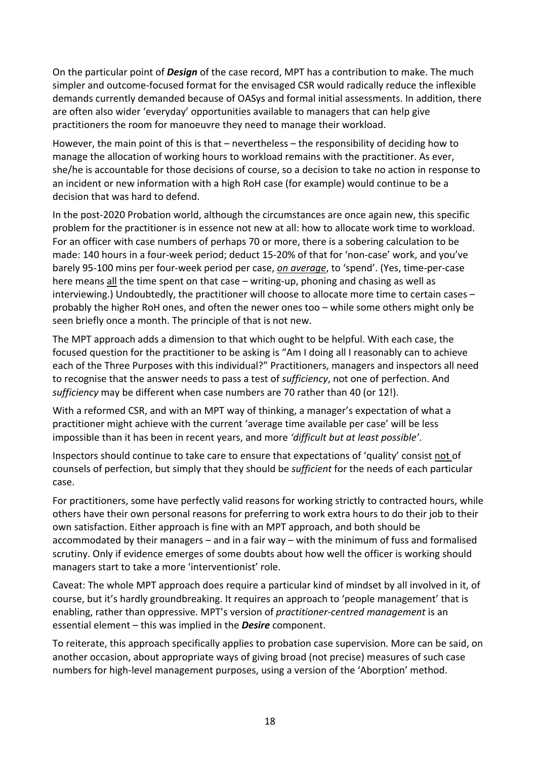On the particular point of ***Design*** of the case record, MPT has a contribution to make. The much simpler and outcome-focused format for the envisaged CSR would radically reduce the inflexible demands currently demanded because of OASys and formal initial assessments. In addition, there are often also wider 'everyday' opportunities available to managers that can help give practitioners the room for manoeuvre they need to manage their workload.

However, the main point of this is that – nevertheless – the responsibility of deciding how to manage the allocation of working hours to workload remains with the practitioner. As ever, she/he is accountable for those decisions of course, so a decision to take no action in response to an incident or new information with a high RoH case (for example) would continue to be a decision that was hard to defend.

In the post-2020 Probation world, although the circumstances are once again new, this specific problem for the practitioner is in essence not new at all: how to allocate work time to workload. For an officer with case numbers of perhaps 70 or more, there is a sobering calculation to be made: 140 hours in a four-week period; deduct 15-20% of that for 'non-case' work, and you've barely 95-100 mins per four-week period per case, ***on average***, to 'spend'. (Yes, time-per-case here means all the time spent on that case – writing-up, phoning and chasing as well as interviewing.) Undoubtedly, the practitioner will choose to allocate more time to certain cases – probably the higher RoH ones, and often the newer ones too – while some others might only be seen briefly once a month. The principle of that is not new.

The MPT approach adds a dimension to that which ought to be helpful. With each case, the focused question for the practitioner to be asking is "Am I doing all I reasonably can to achieve each of the Three Purposes with this individual?" Practitioners, managers and inspectors all need to recognise that the answer needs to pass a test of *sufficiency*, not one of perfection. And *sufficiency* may be different when case numbers are 70 rather than 40 (or 12!).

With a reformed CSR, and with an MPT way of thinking, a manager's expectation of what a practitioner might achieve with the current 'average time available per case' will be less impossible than it has been in recent years, and more *'difficult but at least possible'*.

Inspectors should continue to take care to ensure that expectations of 'quality' consist not of counsels of perfection, but simply that they should be *sufficient* for the needs of each particular case.

For practitioners, some have perfectly valid reasons for working strictly to contracted hours, while others have their own personal reasons for preferring to work extra hours to do their job to their own satisfaction. Either approach is fine with an MPT approach, and both should be accommodated by their managers – and in a fair way – with the minimum of fuss and formalised scrutiny. Only if evidence emerges of some doubts about how well the officer is working should managers start to take a more 'interventionist' role.

Caveat: The whole MPT approach does require a particular kind of mindset by all involved in it, of course, but it's hardly groundbreaking. It requires an approach to 'people management' that is enabling, rather than oppressive. MPT's version of *practitioner-centred management* is an essential element – this was implied in the ***Desire*** component.

To reiterate, this approach specifically applies to probation case supervision. More can be said, on another occasion, about appropriate ways of giving broad (not precise) measures of such case numbers for high-level management purposes, using a version of the 'Aborption' method.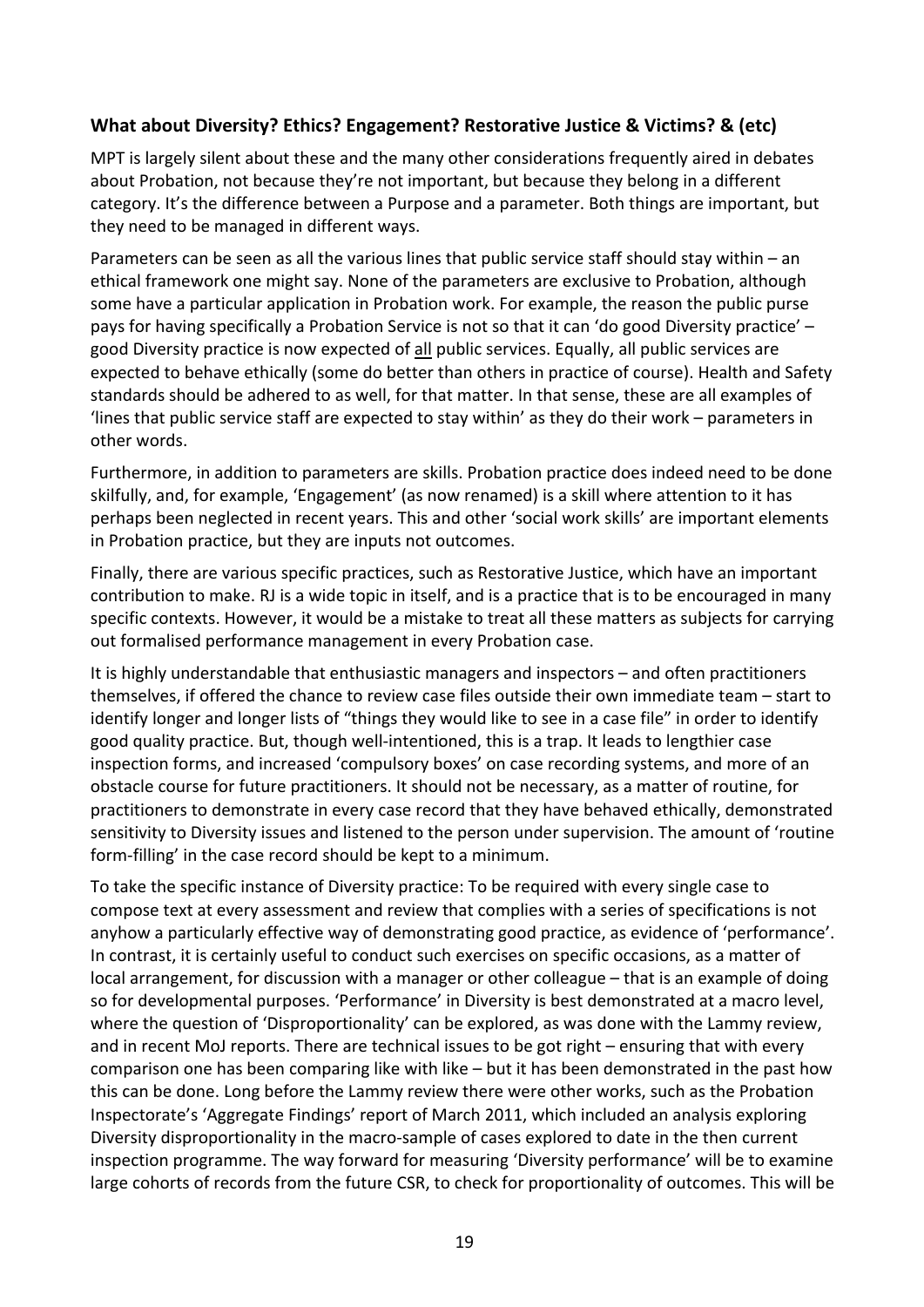### What about Diversity? Ethics? Engagement? Restorative Justice & Victims? & (etc)

MPT is largely silent about these and the many other considerations frequently aired in debates about Probation, not because they're not important, but because they belong in a different category. It's the difference between a Purpose and a parameter. Both things are important, but they need to be managed in different ways.

Parameters can be seen as all the various lines that public service staff should stay within – an ethical framework one might say. None of the parameters are exclusive to Probation, although some have a particular application in Probation work. For example, the reason the public purse pays for having specifically a Probation Service is not so that it can 'do good Diversity practice' – good Diversity practice is now expected of <u>all</u> public services. Equally, all public services are expected to behave ethically (some do better than others in practice of course). Health and Safety standards should be adhered to as well, for that matter. In that sense, these are all examples of 'lines that public service staff are expected to stay within' as they do their work – parameters in other words.

Furthermore, in addition to parameters are skills. Probation practice does indeed need to be done skilfully, and, for example, 'Engagement' (as now renamed) is a skill where attention to it has perhaps been neglected in recent years. This and other 'social work skills' are important elements in Probation practice, but they are inputs not outcomes.

Finally, there are various specific practices, such as Restorative Justice, which have an important contribution to make. RJ is a wide topic in itself, and is a practice that is to be encouraged in many specific contexts. However, it would be a mistake to treat all these matters as subjects for carrying out formalised performance management in every Probation case.

It is highly understandable that enthusiastic managers and inspectors – and often practitioners themselves, if offered the chance to review case files outside their own immediate team – start to identify longer and longer lists of "things they would like to see in a case file" in order to identify good quality practice. But, though well-intentioned, this is a trap. It leads to lengthier case inspection forms, and increased 'compulsory boxes' on case recording systems, and more of an obstacle course for future practitioners. It should not be necessary, as a matter of routine, for practitioners to demonstrate in every case record that they have behaved ethically, demonstrated sensitivity to Diversity issues and listened to the person under supervision. The amount of 'routine form-filling' in the case record should be kept to a minimum.

To take the specific instance of Diversity practice: To be required with every single case to compose text at every assessment and review that complies with a series of specifications is not anyhow a particularly effective way of demonstrating good practice, as evidence of 'performance'. In contrast, it is certainly useful to conduct such exercises on specific occasions, as a matter of local arrangement, for discussion with a manager or other colleague – that is an example of doing so for developmental purposes. 'Performance' in Diversity is best demonstrated at a macro level, where the question of 'Disproportionality' can be explored, as was done with the Lammy review, and in recent MoJ reports. There are technical issues to be got right – ensuring that with every comparison one has been comparing like with like – but it has been demonstrated in the past how this can be done. Long before the Lammy review there were other works, such as the Probation Inspectorate's 'Aggregate Findings' report of March 2011, which included an analysis exploring Diversity disproportionality in the macro-sample of cases explored to date in the then current inspection programme. The way forward for measuring 'Diversity performance' will be to examine large cohorts of records from the future CSR, to check for proportionality of outcomes. This will be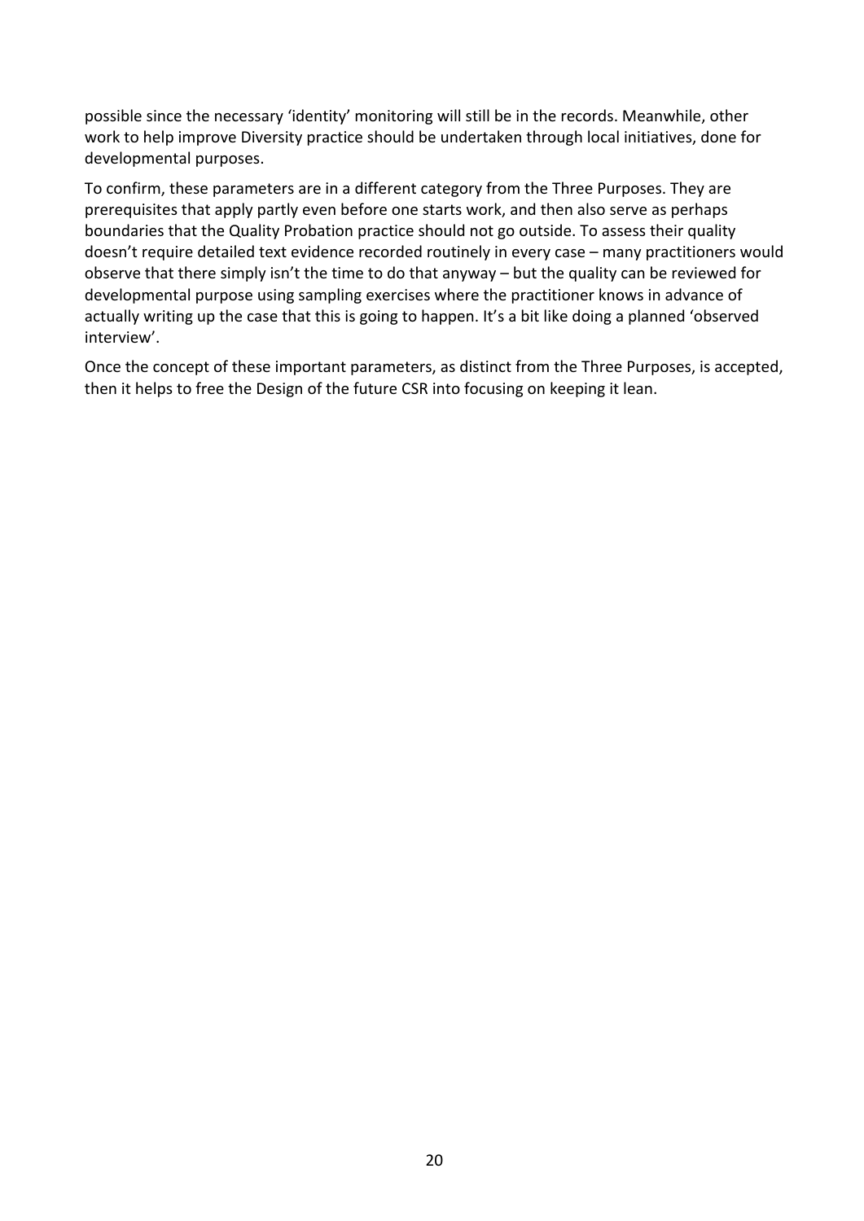possible since the necessary 'identity' monitoring will still be in the records. Meanwhile, other work to help improve Diversity practice should be undertaken through local initiatives, done for developmental purposes.

To confirm, these parameters are in a different category from the Three Purposes. They are prerequisites that apply partly even before one starts work, and then also serve as perhaps boundaries that the Quality Probation practice should not go outside. To assess their quality doesn't require detailed text evidence recorded routinely in every case – many practitioners would observe that there simply isn't the time to do that anyway – but the quality can be reviewed for developmental purpose using sampling exercises where the practitioner knows in advance of actually writing up the case that this is going to happen. It's a bit like doing a planned 'observed interview'.

Once the concept of these important parameters, as distinct from the Three Purposes, is accepted, then it helps to free the Design of the future CSR into focusing on keeping it lean.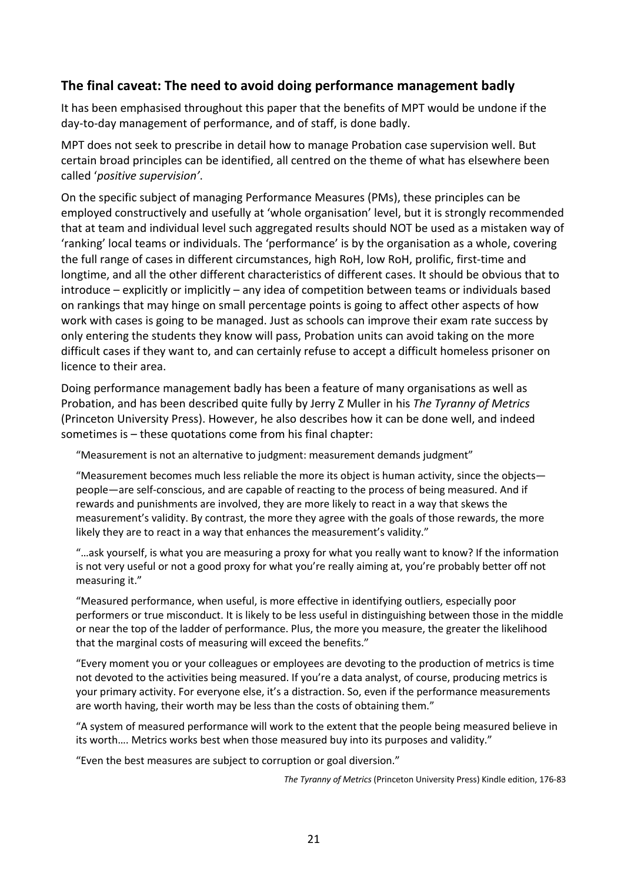## The final caveat: The need to avoid doing performance management badly

It has been emphasised throughout this paper that the benefits of MPT would be undone if the day-to-day management of performance, and of staff, is done badly.

MPT does not seek to prescribe in detail how to manage Probation case supervision well. But certain broad principles can be identified, all centred on the theme of what has elsewhere been called '*positive supervision'*.

On the specific subject of managing Performance Measures (PMs), these principles can be employed constructively and usefully at 'whole organisation' level, but it is strongly recommended that at team and individual level such aggregated results should NOT be used as a mistaken way of 'ranking' local teams or individuals. The 'performance' is by the organisation as a whole, covering the full range of cases in different circumstances, high RoH, low RoH, prolific, first-time and longtime, and all the other different characteristics of different cases. It should be obvious that to introduce – explicitly or implicitly – any idea of competition between teams or individuals based on rankings that may hinge on small percentage points is going to affect other aspects of how work with cases is going to be managed. Just as schools can improve their exam rate success by only entering the students they know will pass, Probation units can avoid taking on the more difficult cases if they want to, and can certainly refuse to accept a difficult homeless prisoner on licence to their area.

Doing performance management badly has been a feature of many organisations as well as Probation, and has been described quite fully by Jerry Z Muller in his *The Tyranny of Metrics* (Princeton University Press). However, he also describes how it can be done well, and indeed sometimes is – these quotations come from his final chapter:

> "Measurement is not an alternative to judgment: measurement demands judgment"
>
> "Measurement becomes much less reliable the more its object is human activity, since the objects—people—are self-conscious, and are capable of reacting to the process of being measured. And if rewards and punishments are involved, they are more likely to react in a way that skews the measurement's validity. By contrast, the more they agree with the goals of those rewards, the more likely they are to react in a way that enhances the measurement's validity."
>
> "…ask yourself, is what you are measuring a proxy for what you really want to know? If the information is not very useful or not a good proxy for what you're really aiming at, you're probably better off not measuring it."
>
> "Measured performance, when useful, is more effective in identifying outliers, especially poor performers or true misconduct. It is likely to be less useful in distinguishing between those in the middle or near the top of the ladder of performance. Plus, the more you measure, the greater the likelihood that the marginal costs of measuring will exceed the benefits."
>
> "Every moment you or your colleagues or employees are devoting to the production of metrics is time not devoted to the activities being measured. If you're a data analyst, of course, producing metrics is your primary activity. For everyone else, it's a distraction. So, even if the performance measurements are worth having, their worth may be less than the costs of obtaining them."
>
> "A system of measured performance will work to the extent that the people being measured believe in its worth…. Metrics works best when those measured buy into its purposes and validity."
>
> "Even the best measures are subject to corruption or goal diversion."

*The Tyranny of Metrics* (Princeton University Press) Kindle edition, 176-83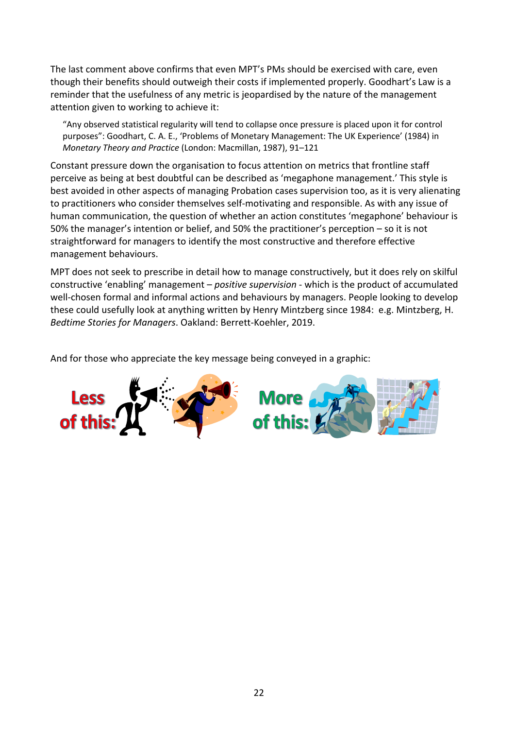The last comment above confirms that even MPT's PMs should be exercised with care, even though their benefits should outweigh their costs if implemented properly. Goodhart's Law is a reminder that the usefulness of any metric is jeopardised by the nature of the management attention given to working to achieve it:

> "Any observed statistical regularity will tend to collapse once pressure is placed upon it for control purposes": Goodhart, C. A. E., 'Problems of Monetary Management: The UK Experience' (1984) in *Monetary Theory and Practice* (London: Macmillan, 1987), 91–121

Constant pressure down the organisation to focus attention on metrics that frontline staff perceive as being at best doubtful can be described as 'megaphone management.' This style is best avoided in other aspects of managing Probation cases supervision too, as it is very alienating to practitioners who consider themselves self-motivating and responsible. As with any issue of human communication, the question of whether an action constitutes 'megaphone' behaviour is 50% the manager's intention or belief, and 50% the practitioner's perception – so it is not straightforward for managers to identify the most constructive and therefore effective management behaviours.

MPT does not seek to prescribe in detail how to manage constructively, but it does rely on skilful constructive 'enabling' management – *positive supervision* - which is the product of accumulated well-chosen formal and informal actions and behaviours by managers. People looking to develop these could usefully look at anything written by Henry Mintzberg since 1984: e.g. Mintzberg, H. *Bedtime Stories for Managers*. Oakland: Berrett-Koehler, 2019.

And for those who appreciate the key message being conveyed in a graphic:

Less of this: More of this: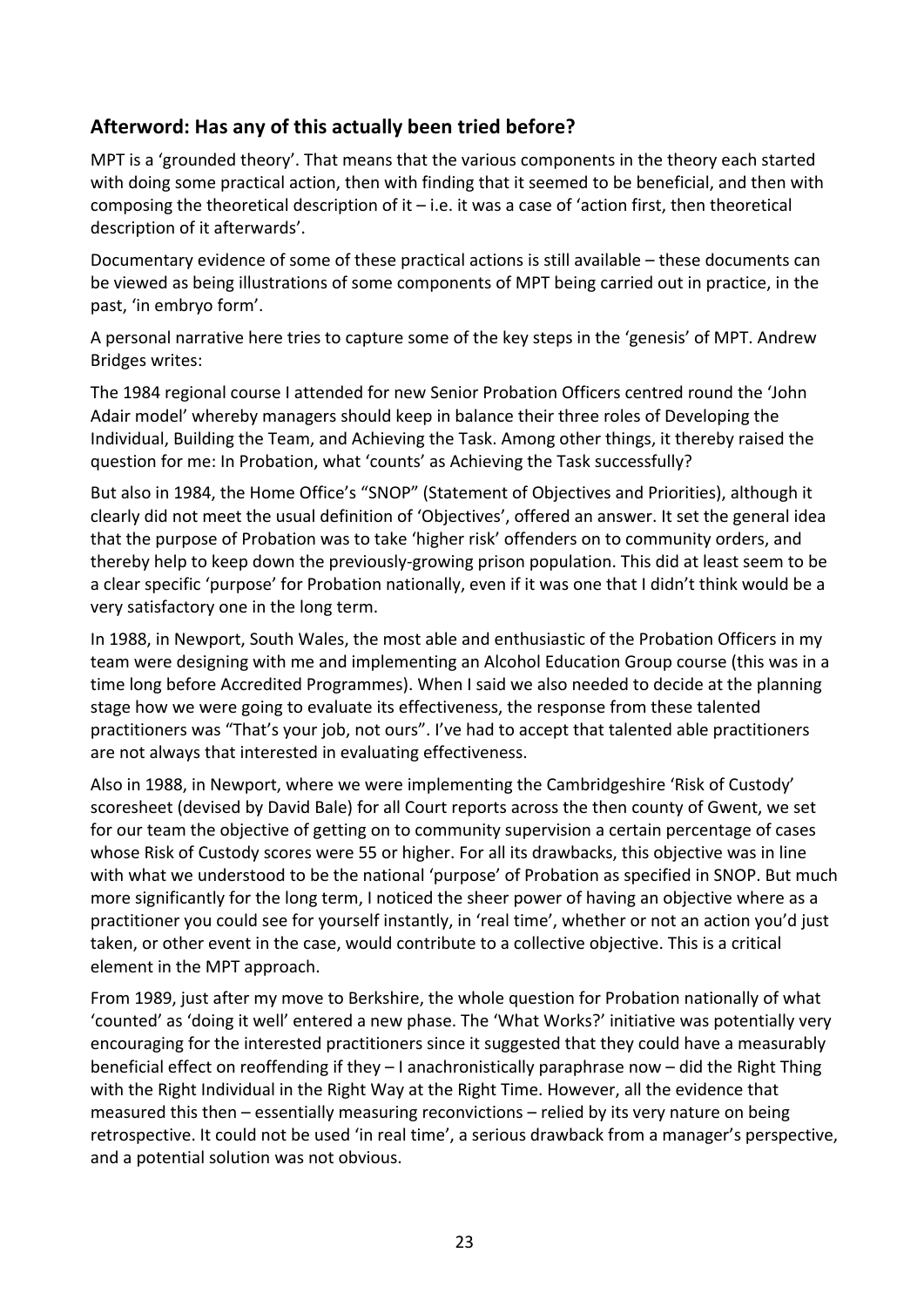## Afterword: Has any of this actually been tried before?

MPT is a 'grounded theory'. That means that the various components in the theory each started with doing some practical action, then with finding that it seemed to be beneficial, and then with composing the theoretical description of it – i.e. it was a case of 'action first, then theoretical description of it afterwards'.

Documentary evidence of some of these practical actions is still available – these documents can be viewed as being illustrations of some components of MPT being carried out in practice, in the past, 'in embryo form'.

A personal narrative here tries to capture some of the key steps in the 'genesis' of MPT. Andrew Bridges writes:

The 1984 regional course I attended for new Senior Probation Officers centred round the 'John Adair model' whereby managers should keep in balance their three roles of Developing the Individual, Building the Team, and Achieving the Task. Among other things, it thereby raised the question for me: In Probation, what 'counts' as Achieving the Task successfully?

But also in 1984, the Home Office's "SNOP" (Statement of Objectives and Priorities), although it clearly did not meet the usual definition of 'Objectives', offered an answer. It set the general idea that the purpose of Probation was to take 'higher risk' offenders on to community orders, and thereby help to keep down the previously-growing prison population. This did at least seem to be a clear specific 'purpose' for Probation nationally, even if it was one that I didn't think would be a very satisfactory one in the long term.

In 1988, in Newport, South Wales, the most able and enthusiastic of the Probation Officers in my team were designing with me and implementing an Alcohol Education Group course (this was in a time long before Accredited Programmes). When I said we also needed to decide at the planning stage how we were going to evaluate its effectiveness, the response from these talented practitioners was "That's your job, not ours". I've had to accept that talented able practitioners are not always that interested in evaluating effectiveness.

Also in 1988, in Newport, where we were implementing the Cambridgeshire 'Risk of Custody' scoresheet (devised by David Bale) for all Court reports across the then county of Gwent, we set for our team the objective of getting on to community supervision a certain percentage of cases whose Risk of Custody scores were 55 or higher. For all its drawbacks, this objective was in line with what we understood to be the national 'purpose' of Probation as specified in SNOP. But much more significantly for the long term, I noticed the sheer power of having an objective where as a practitioner you could see for yourself instantly, in 'real time', whether or not an action you'd just taken, or other event in the case, would contribute to a collective objective. This is a critical element in the MPT approach.

From 1989, just after my move to Berkshire, the whole question for Probation nationally of what 'counted' as 'doing it well' entered a new phase. The 'What Works?' initiative was potentially very encouraging for the interested practitioners since it suggested that they could have a measurably beneficial effect on reoffending if they – I anachronistically paraphrase now – did the Right Thing with the Right Individual in the Right Way at the Right Time. However, all the evidence that measured this then – essentially measuring reconvictions – relied by its very nature on being retrospective. It could not be used 'in real time', a serious drawback from a manager's perspective, and a potential solution was not obvious.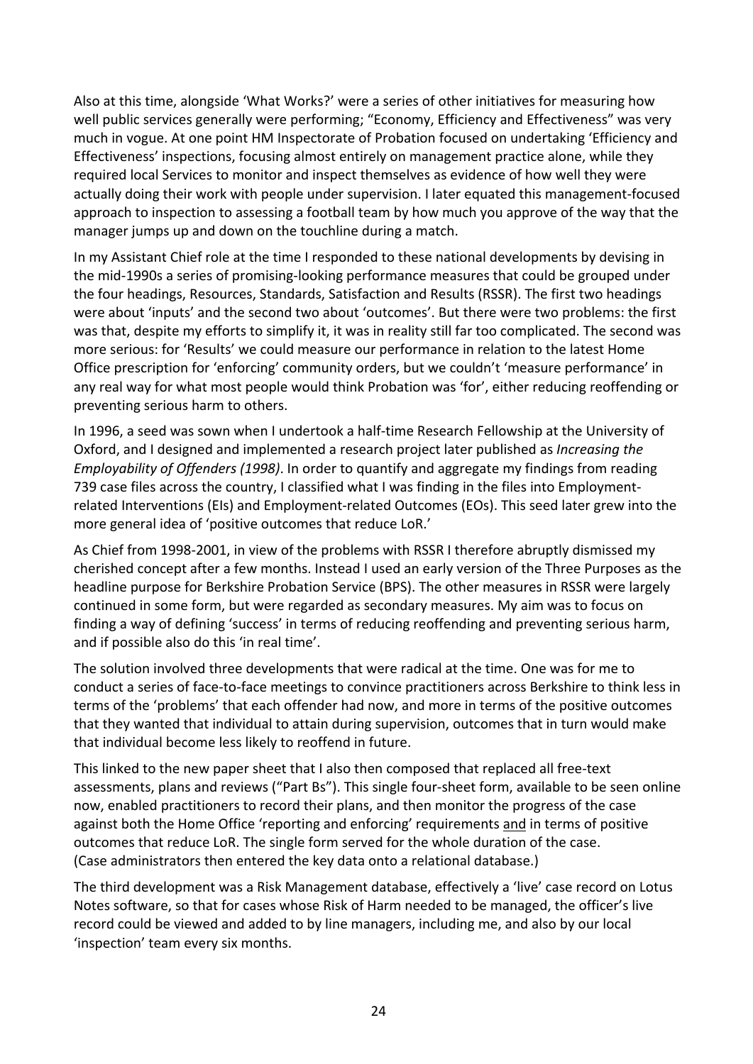Also at this time, alongside 'What Works?' were a series of other initiatives for measuring how well public services generally were performing; "Economy, Efficiency and Effectiveness" was very much in vogue. At one point HM Inspectorate of Probation focused on undertaking 'Efficiency and Effectiveness' inspections, focusing almost entirely on management practice alone, while they required local Services to monitor and inspect themselves as evidence of how well they were actually doing their work with people under supervision. I later equated this management-focused approach to inspection to assessing a football team by how much you approve of the way that the manager jumps up and down on the touchline during a match.

In my Assistant Chief role at the time I responded to these national developments by devising in the mid-1990s a series of promising-looking performance measures that could be grouped under the four headings, Resources, Standards, Satisfaction and Results (RSSR). The first two headings were about 'inputs' and the second two about 'outcomes'. But there were two problems: the first was that, despite my efforts to simplify it, it was in reality still far too complicated. The second was more serious: for 'Results' we could measure our performance in relation to the latest Home Office prescription for 'enforcing' community orders, but we couldn't 'measure performance' in any real way for what most people would think Probation was 'for', either reducing reoffending or preventing serious harm to others.

In 1996, a seed was sown when I undertook a half-time Research Fellowship at the University of Oxford, and I designed and implemented a research project later published as *Increasing the Employability of Offenders (1998)*. In order to quantify and aggregate my findings from reading 739 case files across the country, I classified what I was finding in the files into Employment-related Interventions (EIs) and Employment-related Outcomes (EOs). This seed later grew into the more general idea of 'positive outcomes that reduce LoR.'

As Chief from 1998-2001, in view of the problems with RSSR I therefore abruptly dismissed my cherished concept after a few months. Instead I used an early version of the Three Purposes as the headline purpose for Berkshire Probation Service (BPS). The other measures in RSSR were largely continued in some form, but were regarded as secondary measures. My aim was to focus on finding a way of defining 'success' in terms of reducing reoffending and preventing serious harm, and if possible also do this 'in real time'.

The solution involved three developments that were radical at the time. One was for me to conduct a series of face-to-face meetings to convince practitioners across Berkshire to think less in terms of the 'problems' that each offender had now, and more in terms of the positive outcomes that they wanted that individual to attain during supervision, outcomes that in turn would make that individual become less likely to reoffend in future.

This linked to the new paper sheet that I also then composed that replaced all free-text assessments, plans and reviews ("Part Bs"). This single four-sheet form, available to be seen online now, enabled practitioners to record their plans, and then monitor the progress of the case against both the Home Office 'reporting and enforcing' requirements <u>and</u> in terms of positive outcomes that reduce LoR. The single form served for the whole duration of the case. (Case administrators then entered the key data onto a relational database.)

The third development was a Risk Management database, effectively a 'live' case record on Lotus Notes software, so that for cases whose Risk of Harm needed to be managed, the officer's live record could be viewed and added to by line managers, including me, and also by our local 'inspection' team every six months.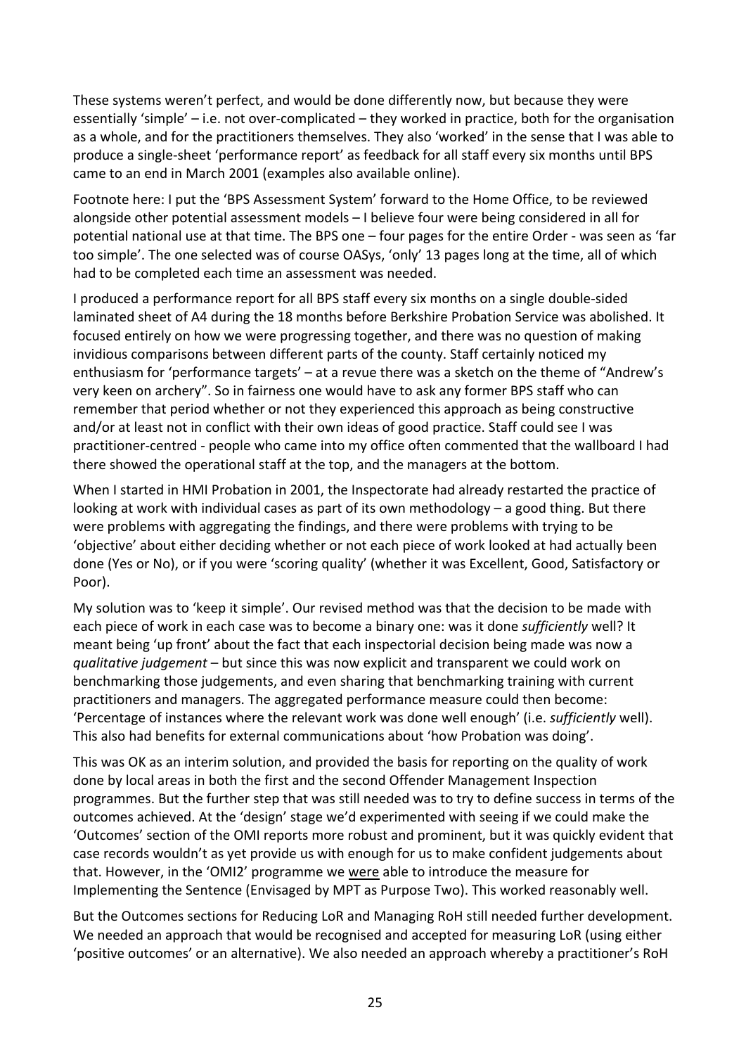These systems weren't perfect, and would be done differently now, but because they were essentially 'simple' – i.e. not over-complicated – they worked in practice, both for the organisation as a whole, and for the practitioners themselves. They also 'worked' in the sense that I was able to produce a single-sheet 'performance report' as feedback for all staff every six months until BPS came to an end in March 2001 (examples also available online).

Footnote here: I put the 'BPS Assessment System' forward to the Home Office, to be reviewed alongside other potential assessment models – I believe four were being considered in all for potential national use at that time. The BPS one – four pages for the entire Order - was seen as 'far too simple'. The one selected was of course OASys, 'only' 13 pages long at the time, all of which had to be completed each time an assessment was needed.

I produced a performance report for all BPS staff every six months on a single double-sided laminated sheet of A4 during the 18 months before Berkshire Probation Service was abolished. It focused entirely on how we were progressing together, and there was no question of making invidious comparisons between different parts of the county. Staff certainly noticed my enthusiasm for 'performance targets' – at a revue there was a sketch on the theme of "Andrew's very keen on archery". So in fairness one would have to ask any former BPS staff who can remember that period whether or not they experienced this approach as being constructive and/or at least not in conflict with their own ideas of good practice. Staff could see I was practitioner-centred - people who came into my office often commented that the wallboard I had there showed the operational staff at the top, and the managers at the bottom.

When I started in HMI Probation in 2001, the Inspectorate had already restarted the practice of looking at work with individual cases as part of its own methodology – a good thing. But there were problems with aggregating the findings, and there were problems with trying to be 'objective' about either deciding whether or not each piece of work looked at had actually been done (Yes or No), or if you were 'scoring quality' (whether it was Excellent, Good, Satisfactory or Poor).

My solution was to 'keep it simple'. Our revised method was that the decision to be made with each piece of work in each case was to become a binary one: was it done *sufficiently* well? It meant being 'up front' about the fact that each inspectorial decision being made was now a *qualitative judgement* – but since this was now explicit and transparent we could work on benchmarking those judgements, and even sharing that benchmarking training with current practitioners and managers. The aggregated performance measure could then become: 'Percentage of instances where the relevant work was done well enough' (i.e. *sufficiently* well). This also had benefits for external communications about 'how Probation was doing'.

This was OK as an interim solution, and provided the basis for reporting on the quality of work done by local areas in both the first and the second Offender Management Inspection programmes. But the further step that was still needed was to try to define success in terms of the outcomes achieved. At the 'design' stage we'd experimented with seeing if we could make the 'Outcomes' section of the OMI reports more robust and prominent, but it was quickly evident that case records wouldn't as yet provide us with enough for us to make confident judgements about that. However, in the 'OMI2' programme we <u>were</u> able to introduce the measure for Implementing the Sentence (Envisaged by MPT as Purpose Two). This worked reasonably well.

But the Outcomes sections for Reducing LoR and Managing RoH still needed further development. We needed an approach that would be recognised and accepted for measuring LoR (using either 'positive outcomes' or an alternative). We also needed an approach whereby a practitioner's RoH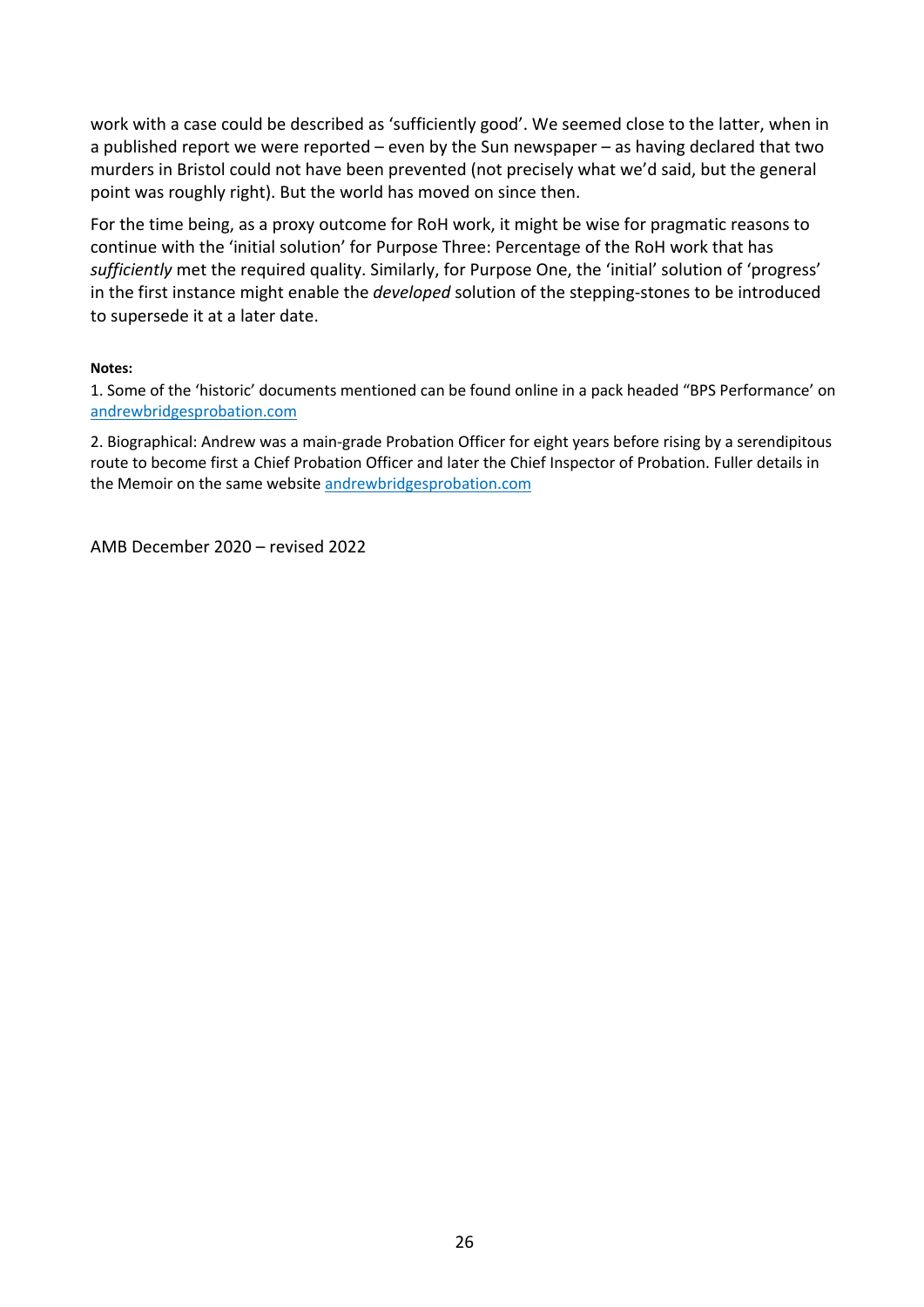work with a case could be described as 'sufficiently good'. We seemed close to the latter, when in a published report we were reported – even by the Sun newspaper – as having declared that two murders in Bristol could not have been prevented (not precisely what we'd said, but the general point was roughly right). But the world has moved on since then.

For the time being, as a proxy outcome for RoH work, it might be wise for pragmatic reasons to continue with the 'initial solution' for Purpose Three: Percentage of the RoH work that has *sufficiently* met the required quality. Similarly, for Purpose One, the 'initial' solution of 'progress' in the first instance might enable the *developed* solution of the stepping-stones to be introduced to supersede it at a later date.

**Notes:**

1. Some of the 'historic' documents mentioned can be found online in a pack headed "BPS Performance' on andrewbridgesprobation.com

2. Biographical: Andrew was a main-grade Probation Officer for eight years before rising by a serendipitous route to become first a Chief Probation Officer and later the Chief Inspector of Probation. Fuller details in the Memoir on the same website andrewbridgesprobation.com

AMB December 2020 – revised 2022